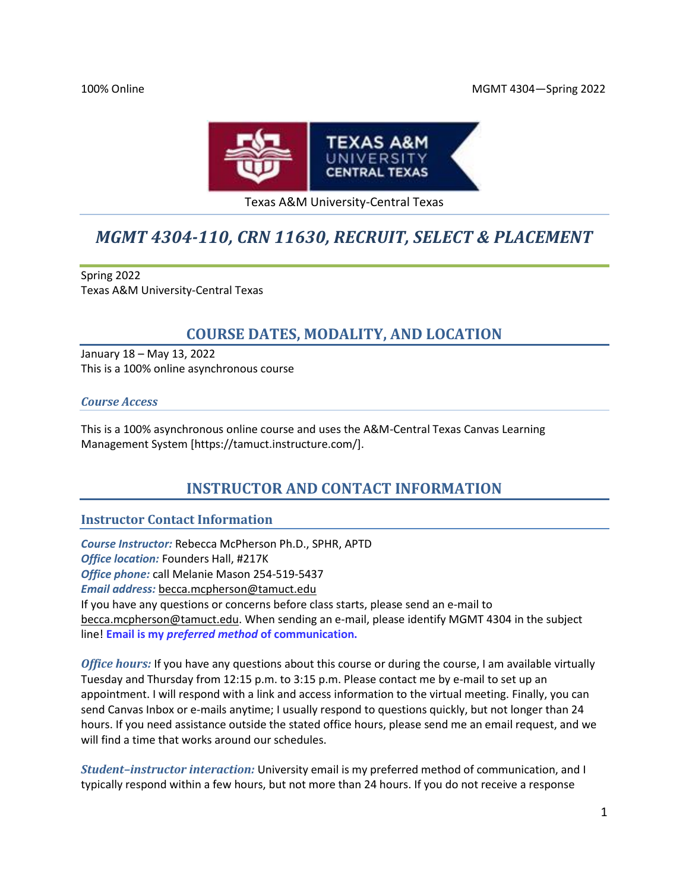100% Online MGMT 4304—Spring 2022

Texas A&M University-Central Texas

# *MGMT 4304-110, CRN 11630, RECRUIT, SELECT & PLACEMENT*

Spring 2022
Texas A&M University-Central Texas

## COURSE DATES, MODALITY, AND LOCATION

January 18 – May 13, 2022
This is a 100% online asynchronous course

### *Course Access*

This is a 100% asynchronous online course and uses the A&M-Central Texas Canvas Learning Management System [https://tamuct.instructure.com/].

## INSTRUCTOR AND CONTACT INFORMATION

### Instructor Contact Information

***Course Instructor:*** Rebecca McPherson Ph.D., SPHR, APTD
***Office location:*** Founders Hall, #217K
***Office phone:*** call Melanie Mason 254-519-5437
***Email address:*** becca.mcpherson@tamuct.edu
If you have any questions or concerns before class starts, please send an e-mail to becca.mcpherson@tamuct.edu. When sending an e-mail, please identify MGMT 4304 in the subject line! **Email is my *preferred method* of communication.**

***Office hours:*** If you have any questions about this course or during the course, I am available virtually Tuesday and Thursday from 12:15 p.m. to 3:15 p.m. Please contact me by e-mail to set up an appointment. I will respond with a link and access information to the virtual meeting. Finally, you can send Canvas Inbox or e-mails anytime; I usually respond to questions quickly, but not longer than 24 hours. If you need assistance outside the stated office hours, please send me an email request, and we will find a time that works around our schedules.

***Student–instructor interaction:*** University email is my preferred method of communication, and I typically respond within a few hours, but not more than 24 hours. If you do not receive a response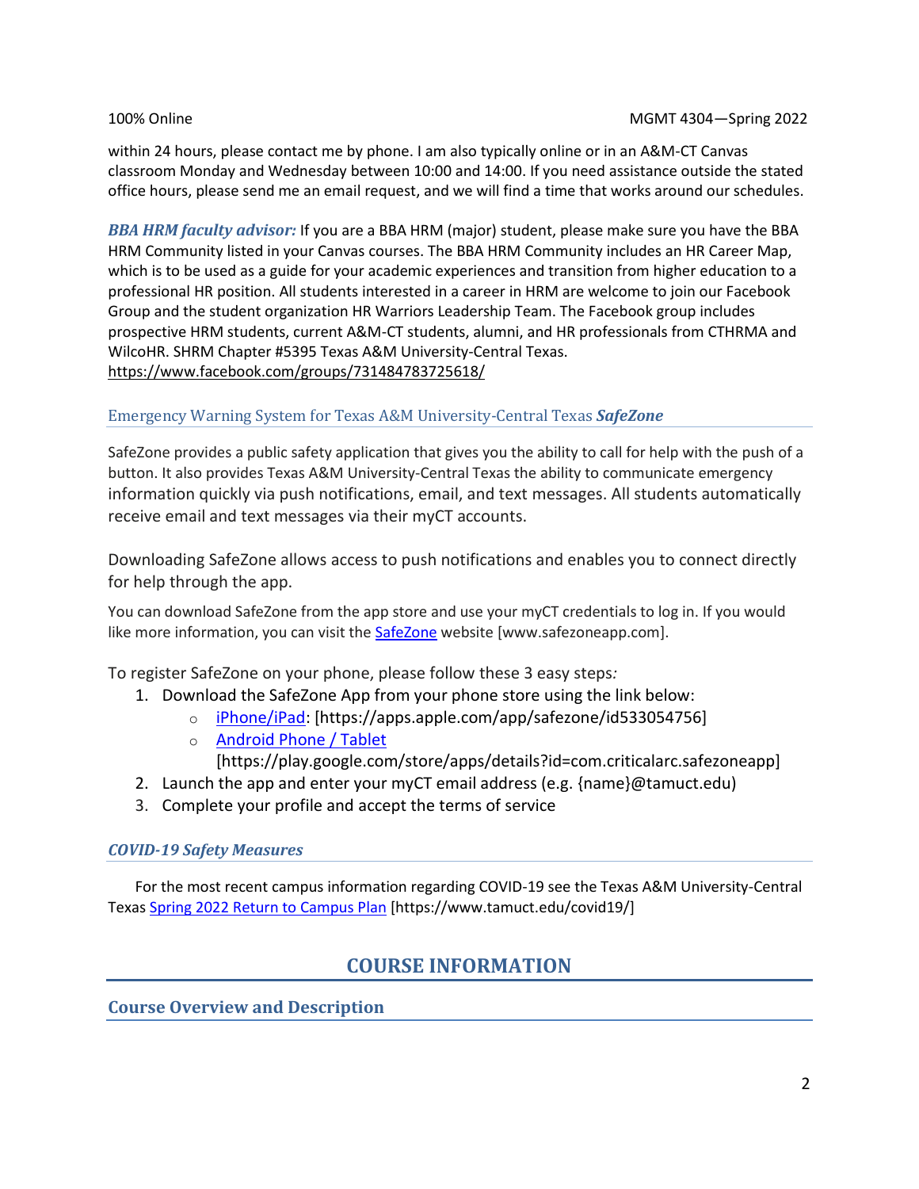within 24 hours, please contact me by phone. I am also typically online or in an A&M-CT Canvas classroom Monday and Wednesday between 10:00 and 14:00. If you need assistance outside the stated office hours, please send me an email request, and we will find a time that works around our schedules.

***BBA HRM faculty advisor:*** If you are a BBA HRM (major) student, please make sure you have the BBA HRM Community listed in your Canvas courses. The BBA HRM Community includes an HR Career Map, which is to be used as a guide for your academic experiences and transition from higher education to a professional HR position. All students interested in a career in HRM are welcome to join our Facebook Group and the student organization HR Warriors Leadership Team. The Facebook group includes prospective HRM students, current A&M-CT students, alumni, and HR professionals from CTHRMA and WilcoHR. SHRM Chapter #5395 Texas A&M University-Central Texas.
https://www.facebook.com/groups/731484783725618/

### Emergency Warning System for Texas A&M University-Central Texas ***SafeZone***

SafeZone provides a public safety application that gives you the ability to call for help with the push of a button. It also provides Texas A&M University-Central Texas the ability to communicate emergency information quickly via push notifications, email, and text messages. All students automatically receive email and text messages via their myCT accounts.

Downloading SafeZone allows access to push notifications and enables you to connect directly for help through the app.

You can download SafeZone from the app store and use your myCT credentials to log in. If you would like more information, you can visit the SafeZone website [www.safezoneapp.com].

To register SafeZone on your phone, please follow these 3 easy steps:

1. Download the SafeZone App from your phone store using the link below:
   - iPhone/iPad: [https://apps.apple.com/app/safezone/id533054756]
   - Android Phone / Tablet [https://play.google.com/store/apps/details?id=com.criticalarc.safezoneapp]
2. Launch the app and enter your myCT email address (e.g. {name}@tamuct.edu)
3. Complete your profile and accept the terms of service

### *COVID-19 Safety Measures*

For the most recent campus information regarding COVID-19 see the Texas A&M University-Central Texas Spring 2022 Return to Campus Plan [https://www.tamuct.edu/covid19/]

# COURSE INFORMATION

## Course Overview and Description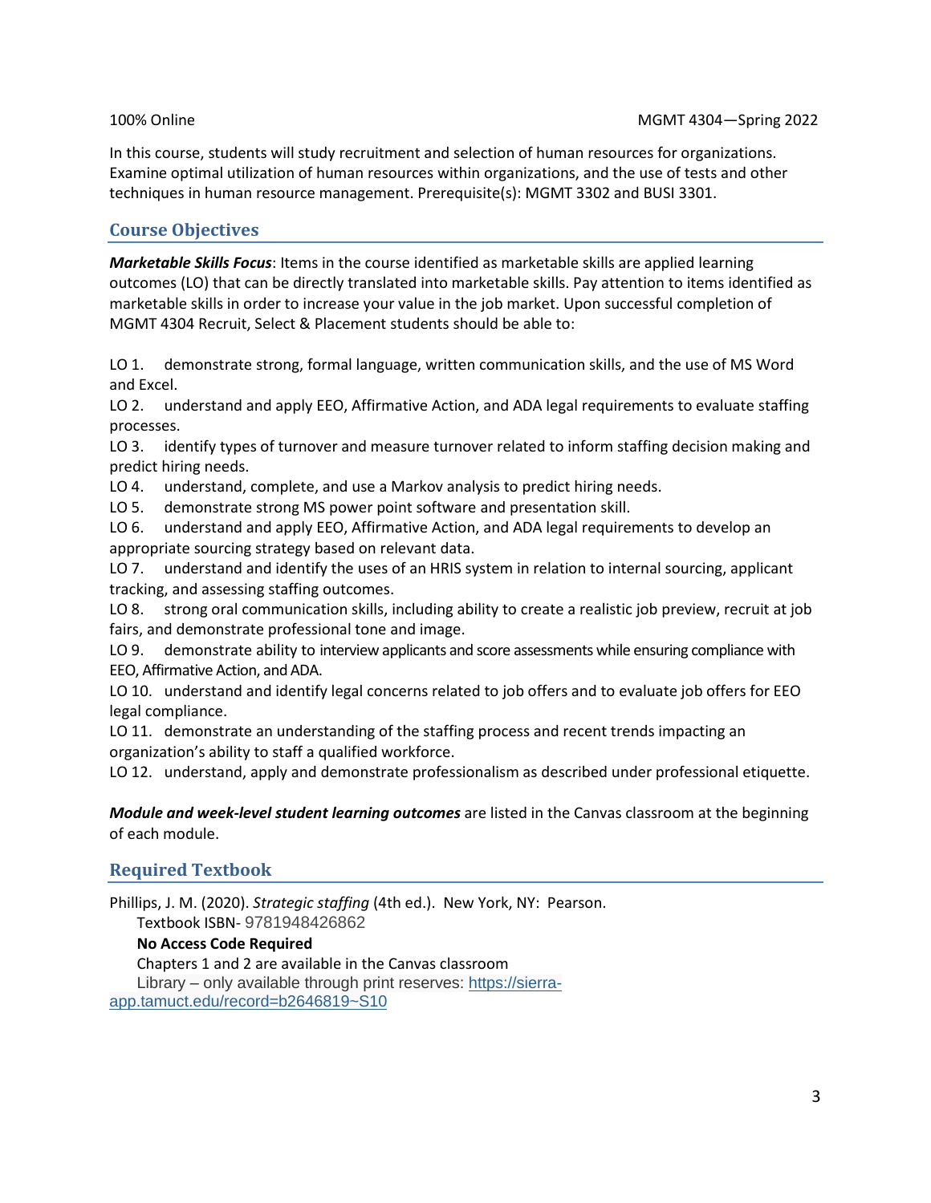100% Online MGMT 4304—Spring 2022

In this course, students will study recruitment and selection of human resources for organizations. Examine optimal utilization of human resources within organizations, and the use of tests and other techniques in human resource management. Prerequisite(s): MGMT 3302 and BUSI 3301.

## Course Objectives

***Marketable Skills Focus***: Items in the course identified as marketable skills are applied learning outcomes (LO) that can be directly translated into marketable skills. Pay attention to items identified as marketable skills in order to increase your value in the job market. Upon successful completion of MGMT 4304 Recruit, Select & Placement students should be able to:

LO 1. demonstrate strong, formal language, written communication skills, and the use of MS Word and Excel.
LO 2. understand and apply EEO, Affirmative Action, and ADA legal requirements to evaluate staffing processes.
LO 3. identify types of turnover and measure turnover related to inform staffing decision making and predict hiring needs.
LO 4. understand, complete, and use a Markov analysis to predict hiring needs.
LO 5. demonstrate strong MS power point software and presentation skill.
LO 6. understand and apply EEO, Affirmative Action, and ADA legal requirements to develop an appropriate sourcing strategy based on relevant data.
LO 7. understand and identify the uses of an HRIS system in relation to internal sourcing, applicant tracking, and assessing staffing outcomes.
LO 8. strong oral communication skills, including ability to create a realistic job preview, recruit at job fairs, and demonstrate professional tone and image.
LO 9. demonstrate ability to interview applicants and score assessments while ensuring compliance with EEO, Affirmative Action, and ADA.
LO 10. understand and identify legal concerns related to job offers and to evaluate job offers for EEO legal compliance.
LO 11. demonstrate an understanding of the staffing process and recent trends impacting an organization's ability to staff a qualified workforce.
LO 12. understand, apply and demonstrate professionalism as described under professional etiquette.

***Module and week-level student learning outcomes*** are listed in the Canvas classroom at the beginning of each module.

## Required Textbook

Phillips, J. M. (2020). *Strategic staffing* (4th ed.). New York, NY: Pearson.
Textbook ISBN- 9781948426862
**No Access Code Required**
Chapters 1 and 2 are available in the Canvas classroom
Library – only available through print reserves: https://sierra-app.tamuct.edu/record=b2646819~S10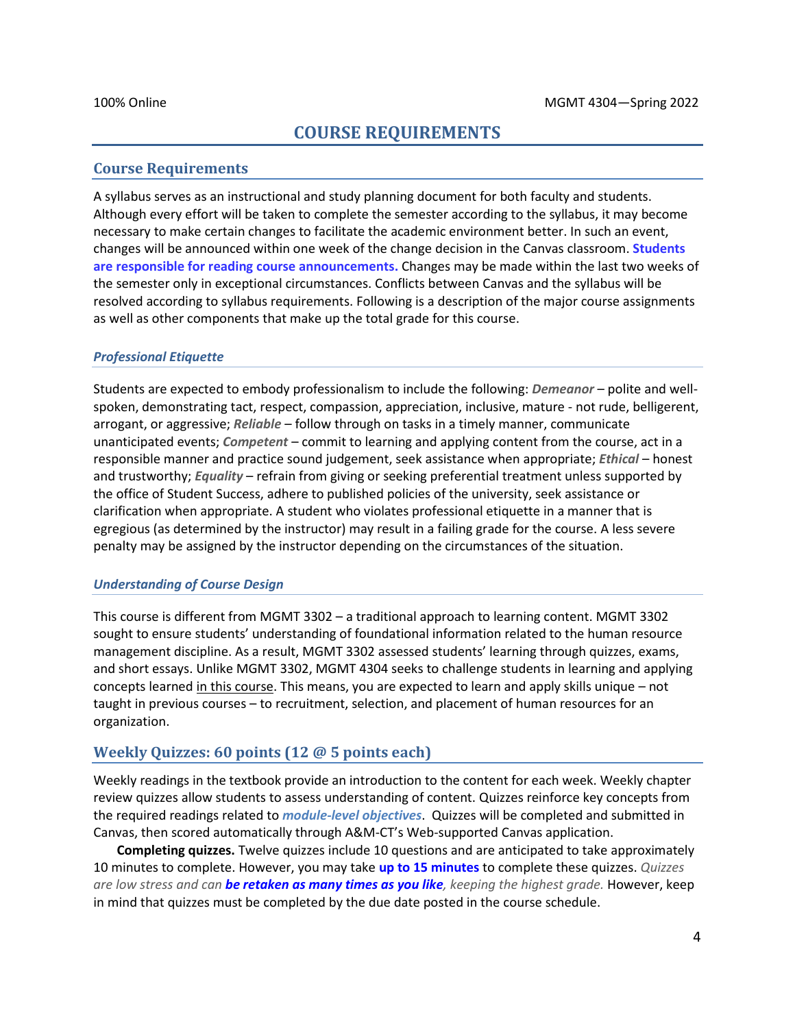# COURSE REQUIREMENTS

## Course Requirements

A syllabus serves as an instructional and study planning document for both faculty and students. Although every effort will be taken to complete the semester according to the syllabus, it may become necessary to make certain changes to facilitate the academic environment better. In such an event, changes will be announced within one week of the change decision in the Canvas classroom. **Students are responsible for reading course announcements.** Changes may be made within the last two weeks of the semester only in exceptional circumstances. Conflicts between Canvas and the syllabus will be resolved according to syllabus requirements. Following is a description of the major course assignments as well as other components that make up the total grade for this course.

### *Professional Etiquette*

Students are expected to embody professionalism to include the following: ***Demeanor*** – polite and well-spoken, demonstrating tact, respect, compassion, appreciation, inclusive, mature - not rude, belligerent, arrogant, or aggressive; ***Reliable*** – follow through on tasks in a timely manner, communicate unanticipated events; ***Competent*** – commit to learning and applying content from the course, act in a responsible manner and practice sound judgement, seek assistance when appropriate; ***Ethical*** – honest and trustworthy; ***Equality*** – refrain from giving or seeking preferential treatment unless supported by the office of Student Success, adhere to published policies of the university, seek assistance or clarification when appropriate. A student who violates professional etiquette in a manner that is egregious (as determined by the instructor) may result in a failing grade for the course. A less severe penalty may be assigned by the instructor depending on the circumstances of the situation.

### *Understanding of Course Design*

This course is different from MGMT 3302 – a traditional approach to learning content. MGMT 3302 sought to ensure students' understanding of foundational information related to the human resource management discipline. As a result, MGMT 3302 assessed students' learning through quizzes, exams, and short essays. Unlike MGMT 3302, MGMT 4304 seeks to challenge students in learning and applying concepts learned <u>in this course</u>. This means, you are expected to learn and apply skills unique – not taught in previous courses – to recruitment, selection, and placement of human resources for an organization.

## Weekly Quizzes: 60 points (12 @ 5 points each)

Weekly readings in the textbook provide an introduction to the content for each week. Weekly chapter review quizzes allow students to assess understanding of content. Quizzes reinforce key concepts from the required readings related to ***module-level objectives***. Quizzes will be completed and submitted in Canvas, then scored automatically through A&M-CT's Web-supported Canvas application.

**Completing quizzes.** Twelve quizzes include 10 questions and are anticipated to take approximately 10 minutes to complete. However, you may take **up to 15 minutes** to complete these quizzes. *Quizzes are low stress and can **be retaken as many times as you like**, keeping the highest grade.* However, keep in mind that quizzes must be completed by the due date posted in the course schedule.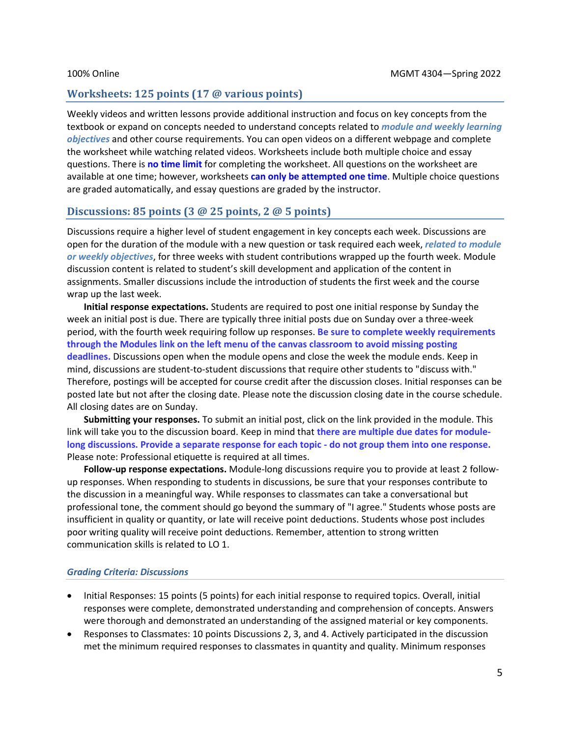## Worksheets: 125 points (17 @ various points)

Weekly videos and written lessons provide additional instruction and focus on key concepts from the textbook or expand on concepts needed to understand concepts related to ***module and weekly learning objectives*** and other course requirements. You can open videos on a different webpage and complete the worksheet while watching related videos. Worksheets include both multiple choice and essay questions. There is **no time limit** for completing the worksheet. All questions on the worksheet are available at one time; however, worksheets **can only be attempted one time**. Multiple choice questions are graded automatically, and essay questions are graded by the instructor.

## Discussions: 85 points (3 @ 25 points, 2 @ 5 points)

Discussions require a higher level of student engagement in key concepts each week. Discussions are open for the duration of the module with a new question or task required each week, ***related to module or weekly objectives***, for three weeks with student contributions wrapped up the fourth week. Module discussion content is related to student's skill development and application of the content in assignments. Smaller discussions include the introduction of students the first week and the course wrap up the last week.

**Initial response expectations.** Students are required to post one initial response by Sunday the week an initial post is due. There are typically three initial posts due on Sunday over a three-week period, with the fourth week requiring follow up responses. **Be sure to complete weekly requirements through the Modules link on the left menu of the canvas classroom to avoid missing posting deadlines.** Discussions open when the module opens and close the week the module ends. Keep in mind, discussions are student-to-student discussions that require other students to "discuss with." Therefore, postings will be accepted for course credit after the discussion closes. Initial responses can be posted late but not after the closing date. Please note the discussion closing date in the course schedule. All closing dates are on Sunday.

**Submitting your responses.** To submit an initial post, click on the link provided in the module. This link will take you to the discussion board. Keep in mind that **there are multiple due dates for module-long discussions. Provide a separate response for each topic - do not group them into one response.** Please note: Professional etiquette is required at all times.

**Follow-up response expectations.** Module-long discussions require you to provide at least 2 follow-up responses. When responding to students in discussions, be sure that your responses contribute to the discussion in a meaningful way. While responses to classmates can take a conversational but professional tone, the comment should go beyond the summary of "I agree." Students whose posts are insufficient in quality or quantity, or late will receive point deductions. Students whose post includes poor writing quality will receive point deductions. Remember, attention to strong written communication skills is related to LO 1.

### *Grading Criteria: Discussions*

- Initial Responses: 15 points (5 points) for each initial response to required topics. Overall, initial responses were complete, demonstrated understanding and comprehension of concepts. Answers were thorough and demonstrated an understanding of the assigned material or key components.
- Responses to Classmates: 10 points Discussions 2, 3, and 4. Actively participated in the discussion met the minimum required responses to classmates in quantity and quality. Minimum responses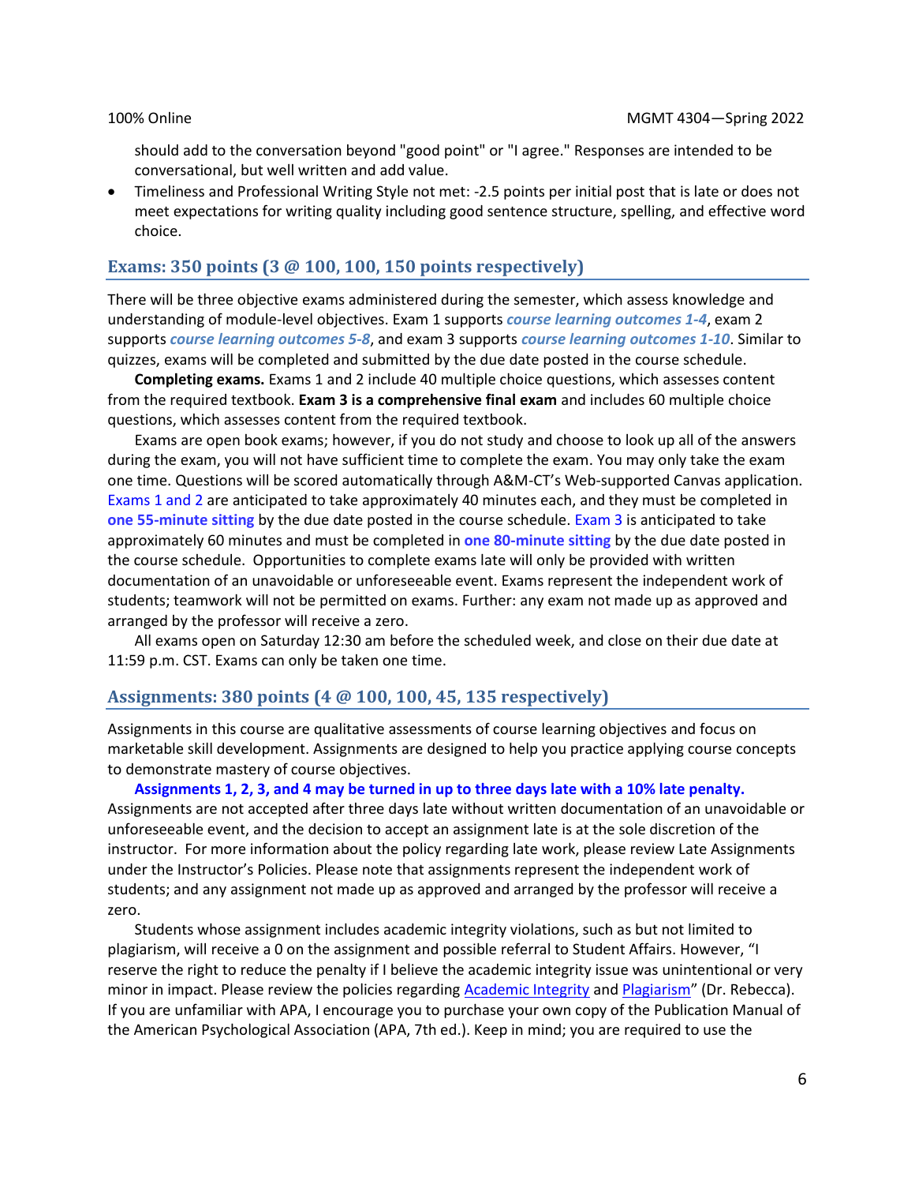should add to the conversation beyond "good point" or "I agree." Responses are intended to be conversational, but well written and add value.

- Timeliness and Professional Writing Style not met: -2.5 points per initial post that is late or does not meet expectations for writing quality including good sentence structure, spelling, and effective word choice.

## Exams: 350 points (3 @ 100, 100, 150 points respectively)

There will be three objective exams administered during the semester, which assess knowledge and understanding of module-level objectives. Exam 1 supports ***course learning outcomes 1-4***, exam 2 supports ***course learning outcomes 5-8***, and exam 3 supports ***course learning outcomes 1-10***. Similar to quizzes, exams will be completed and submitted by the due date posted in the course schedule.

**Completing exams.** Exams 1 and 2 include 40 multiple choice questions, which assesses content from the required textbook. **Exam 3 is a comprehensive final exam** and includes 60 multiple choice questions, which assesses content from the required textbook.

Exams are open book exams; however, if you do not study and choose to look up all of the answers during the exam, you will not have sufficient time to complete the exam. You may only take the exam one time. Questions will be scored automatically through A&M-CT's Web-supported Canvas application. Exams 1 and 2 are anticipated to take approximately 40 minutes each, and they must be completed in **one 55-minute sitting** by the due date posted in the course schedule. Exam 3 is anticipated to take approximately 60 minutes and must be completed in **one 80-minute sitting** by the due date posted in the course schedule. Opportunities to complete exams late will only be provided with written documentation of an unavoidable or unforeseeable event. Exams represent the independent work of students; teamwork will not be permitted on exams. Further: any exam not made up as approved and arranged by the professor will receive a zero.

All exams open on Saturday 12:30 am before the scheduled week, and close on their due date at 11:59 p.m. CST. Exams can only be taken one time.

## Assignments: 380 points (4 @ 100, 100, 45, 135 respectively)

Assignments in this course are qualitative assessments of course learning objectives and focus on marketable skill development. Assignments are designed to help you practice applying course concepts to demonstrate mastery of course objectives.

**Assignments 1, 2, 3, and 4 may be turned in up to three days late with a 10% late penalty.** Assignments are not accepted after three days late without written documentation of an unavoidable or unforeseeable event, and the decision to accept an assignment late is at the sole discretion of the instructor. For more information about the policy regarding late work, please review Late Assignments under the Instructor's Policies. Please note that assignments represent the independent work of students; and any assignment not made up as approved and arranged by the professor will receive a zero.

Students whose assignment includes academic integrity violations, such as but not limited to plagiarism, will receive a 0 on the assignment and possible referral to Student Affairs. However, "I reserve the right to reduce the penalty if I believe the academic integrity issue was unintentional or very minor in impact. Please review the policies regarding Academic Integrity and Plagiarism" (Dr. Rebecca). If you are unfamiliar with APA, I encourage you to purchase your own copy of the Publication Manual of the American Psychological Association (APA, 7th ed.). Keep in mind; you are required to use the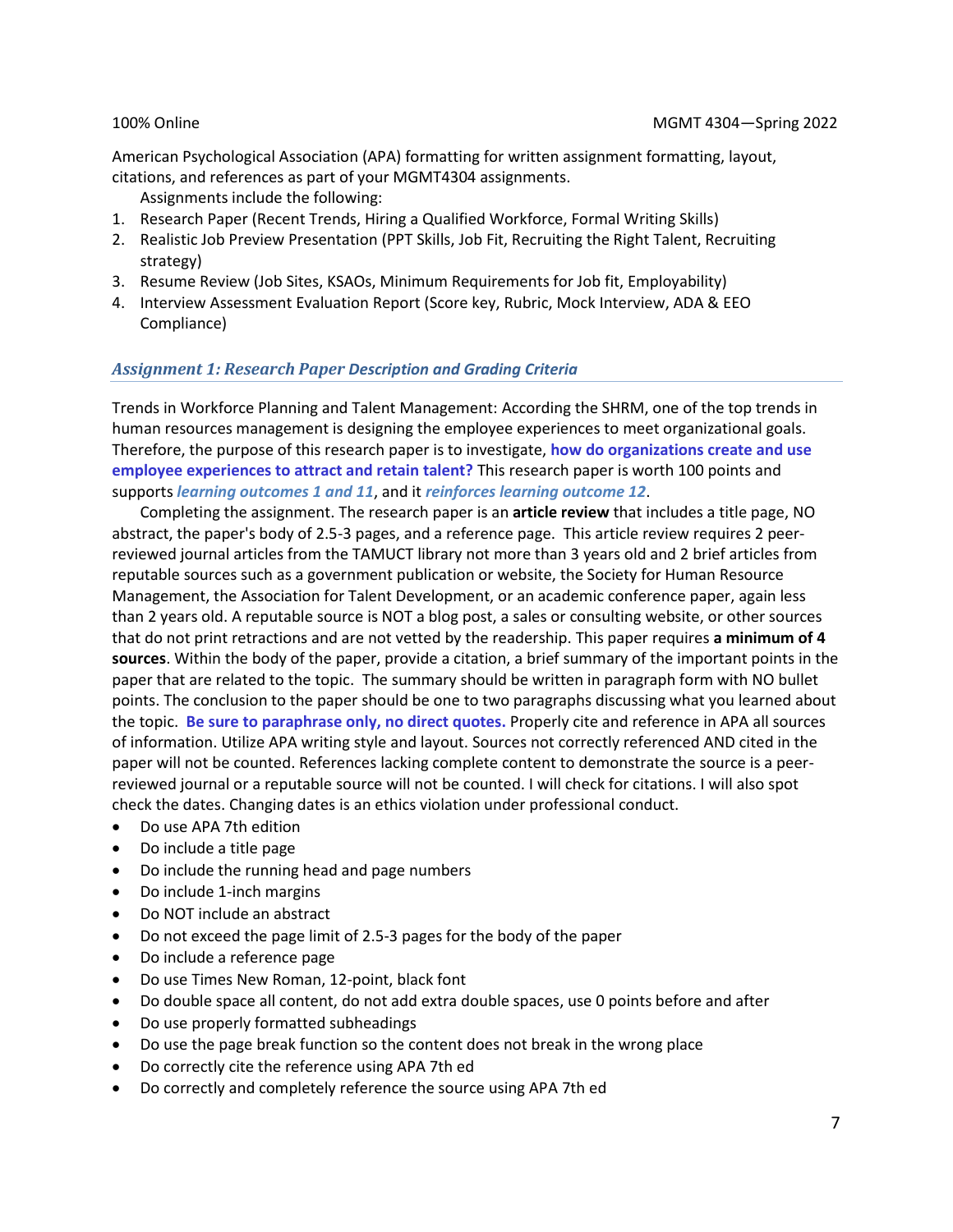American Psychological Association (APA) formatting for written assignment formatting, layout, citations, and references as part of your MGMT4304 assignments.

Assignments include the following:

1. Research Paper (Recent Trends, Hiring a Qualified Workforce, Formal Writing Skills)
2. Realistic Job Preview Presentation (PPT Skills, Job Fit, Recruiting the Right Talent, Recruiting strategy)
3. Resume Review (Job Sites, KSAOs, Minimum Requirements for Job fit, Employability)
4. Interview Assessment Evaluation Report (Score key, Rubric, Mock Interview, ADA & EEO Compliance)

### *Assignment 1: Research Paper Description and Grading Criteria*

Trends in Workforce Planning and Talent Management: According the SHRM, one of the top trends in human resources management is designing the employee experiences to meet organizational goals. Therefore, the purpose of this research paper is to investigate, **how do organizations create and use employee experiences to attract and retain talent?** This research paper is worth 100 points and supports ***learning outcomes 1 and 11***, and it ***reinforces learning outcome 12***.

Completing the assignment. The research paper is an **article review** that includes a title page, NO abstract, the paper's body of 2.5-3 pages, and a reference page. This article review requires 2 peer-reviewed journal articles from the TAMUCT library not more than 3 years old and 2 brief articles from reputable sources such as a government publication or website, the Society for Human Resource Management, the Association for Talent Development, or an academic conference paper, again less than 2 years old. A reputable source is NOT a blog post, a sales or consulting website, or other sources that do not print retractions and are not vetted by the readership. This paper requires **a minimum of 4 sources**. Within the body of the paper, provide a citation, a brief summary of the important points in the paper that are related to the topic. The summary should be written in paragraph form with NO bullet points. The conclusion to the paper should be one to two paragraphs discussing what you learned about the topic. **Be sure to paraphrase only, no direct quotes.** Properly cite and reference in APA all sources of information. Utilize APA writing style and layout. Sources not correctly referenced AND cited in the paper will not be counted. References lacking complete content to demonstrate the source is a peer-reviewed journal or a reputable source will not be counted. I will check for citations. I will also spot check the dates. Changing dates is an ethics violation under professional conduct.

- Do use APA 7th edition
- Do include a title page
- Do include the running head and page numbers
- Do include 1-inch margins
- Do NOT include an abstract
- Do not exceed the page limit of 2.5-3 pages for the body of the paper
- Do include a reference page
- Do use Times New Roman, 12-point, black font
- Do double space all content, do not add extra double spaces, use 0 points before and after
- Do use properly formatted subheadings
- Do use the page break function so the content does not break in the wrong place
- Do correctly cite the reference using APA 7th ed
- Do correctly and completely reference the source using APA 7th ed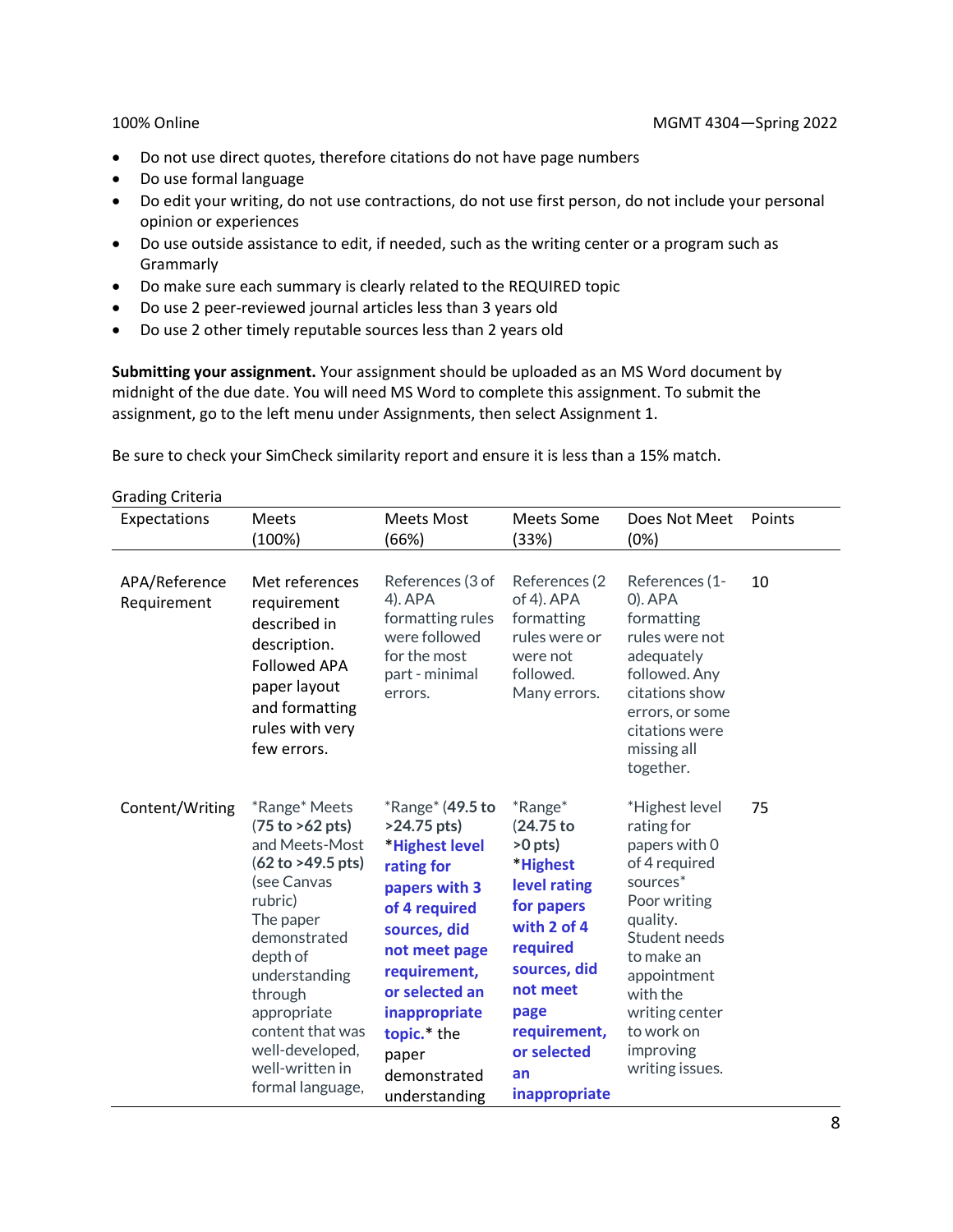- Do not use direct quotes, therefore citations do not have page numbers
- Do use formal language
- Do edit your writing, do not use contractions, do not use first person, do not include your personal opinion or experiences
- Do use outside assistance to edit, if needed, such as the writing center or a program such as Grammarly
- Do make sure each summary is clearly related to the REQUIRED topic
- Do use 2 peer-reviewed journal articles less than 3 years old
- Do use 2 other timely reputable sources less than 2 years old

**Submitting your assignment.** Your assignment should be uploaded as an MS Word document by midnight of the due date. You will need MS Word to complete this assignment. To submit the assignment, go to the left menu under Assignments, then select Assignment 1.

Be sure to check your SimCheck similarity report and ensure it is less than a 15% match.

Grading Criteria

| Expectations | Meets (100%) | Meets Most (66%) | Meets Some (33%) | Does Not Meet (0%) | Points |
|---|---|---|---|---|---|
| APA/Reference Requirement | Met references requirement described in description. Followed APA paper layout and formatting rules with very few errors. | References (3 of 4). APA formatting rules were followed for the most part - minimal errors. | References (2 of 4). APA formatting rules were or were not followed. Many errors. | References (1-0). APA formatting rules were not adequately followed. Any citations show errors, or some citations were missing all together. | 10 |
| Content/Writing | *Range* Meets (**75 to >62 pts**) and Meets-Most (**62 to >49.5 pts**) (see Canvas rubric) The paper demonstrated depth of understanding through appropriate content that was well-developed, well-written in formal language, | *Range* (**49.5 to >24.75 pts**) ***Highest level rating for papers with 3 of 4 required sources, did not meet page requirement, or selected an inappropriate topic.*** the paper demonstrated understanding | *Range* (**24.75 to >0 pts**) ***Highest level rating for papers with 2 of 4 required sources, did not meet page requirement, or selected an inappropriate** | *Highest level rating for papers with 0 of 4 required sources* Poor writing quality. Student needs to make an appointment with the writing center to work on improving writing issues. | 75 |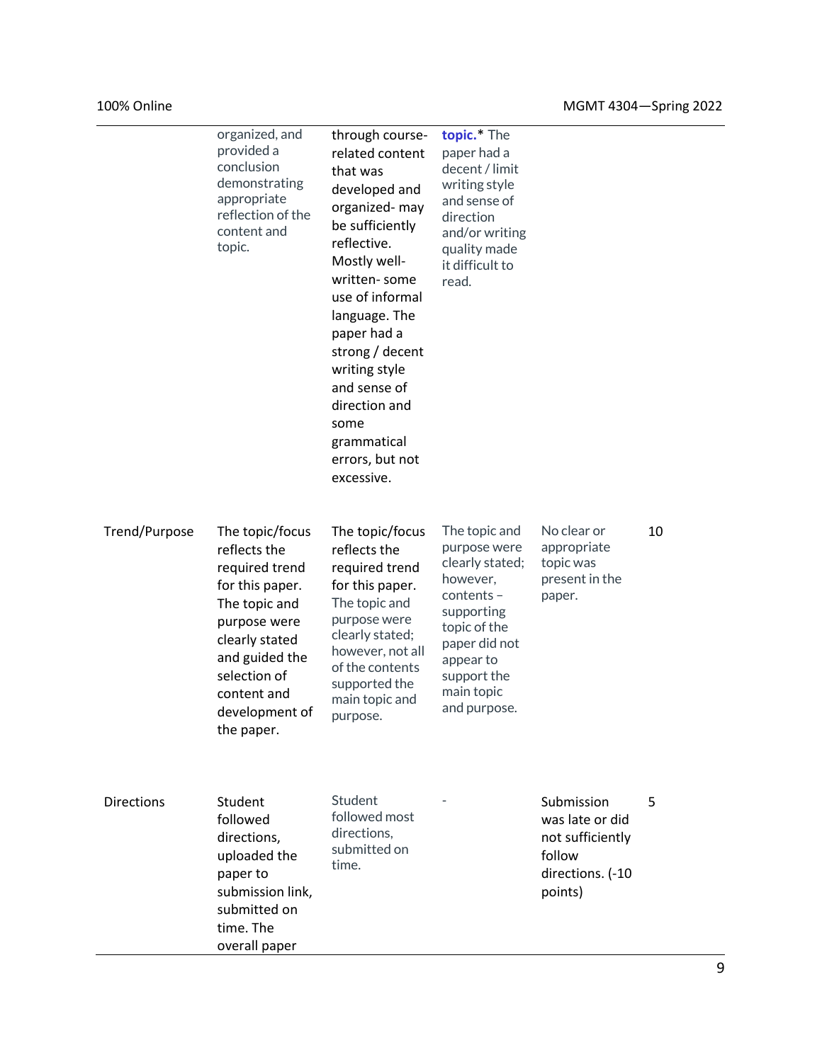| | | | | | |
|---|---|---|---|---|---|
| | organized, and provided a conclusion demonstrating appropriate reflection of the content and topic. | through course-related content that was developed and organized- may be sufficiently reflective. Mostly well-written- some use of informal language. The paper had a strong / decent writing style and sense of direction and some grammatical errors, but not excessive. | **topic.*** The paper had a decent / limit writing style and sense of direction and/or writing quality made it difficult to read. | | |
| Trend/Purpose | The topic/focus reflects the required trend for this paper. The topic and purpose were clearly stated and guided the selection of content and development of the paper. | The topic/focus reflects the required trend for this paper. The topic and purpose were clearly stated; however, not all of the contents supported the main topic and purpose. | The topic and purpose were clearly stated; however, contents – supporting topic of the paper did not appear to support the main topic and purpose. | No clear or appropriate topic was present in the paper. | 10 |
| Directions | Student followed directions, uploaded the paper to submission link, submitted on time. The overall paper | Student followed most directions, submitted on time. | - | Submission was late or did not sufficiently follow directions. (-10 points) | 5 |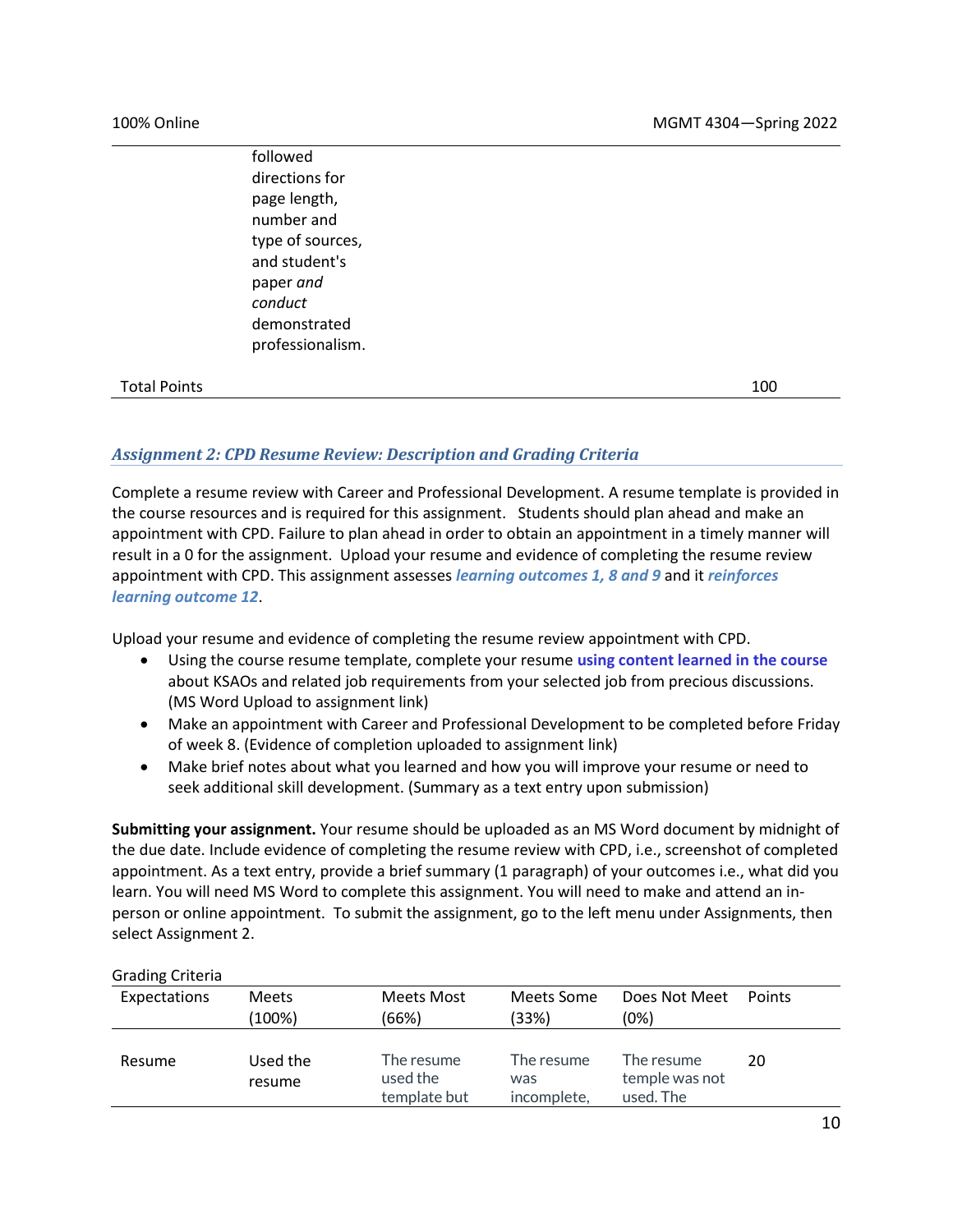| | followed directions for page length, number and type of sources, and student's paper *and conduct* demonstrated professionalism. | | | | |
|---|---|---|---|---|---|
| Total Points | | | | | 100 |

### *Assignment 2: CPD Resume Review: Description and Grading Criteria*

Complete a resume review with Career and Professional Development. A resume template is provided in the course resources and is required for this assignment. Students should plan ahead and make an appointment with CPD. Failure to plan ahead in order to obtain an appointment in a timely manner will result in a 0 for the assignment. Upload your resume and evidence of completing the resume review appointment with CPD. This assignment assesses ***learning outcomes 1, 8 and 9*** and it ***reinforces learning outcome 12***.

Upload your resume and evidence of completing the resume review appointment with CPD.

- Using the course resume template, complete your resume **using content learned in the course** about KSAOs and related job requirements from your selected job from precious discussions. (MS Word Upload to assignment link)
- Make an appointment with Career and Professional Development to be completed before Friday of week 8. (Evidence of completion uploaded to assignment link)
- Make brief notes about what you learned and how you will improve your resume or need to seek additional skill development. (Summary as a text entry upon submission)

**Submitting your assignment.** Your resume should be uploaded as an MS Word document by midnight of the due date. Include evidence of completing the resume review with CPD, i.e., screenshot of completed appointment. As a text entry, provide a brief summary (1 paragraph) of your outcomes i.e., what did you learn. You will need MS Word to complete this assignment. You will need to make and attend an in-person or online appointment. To submit the assignment, go to the left menu under Assignments, then select Assignment 2.

Grading Criteria

| Expectations | Meets (100%) | Meets Most (66%) | Meets Some (33%) | Does Not Meet (0%) | Points |
|---|---|---|---|---|---|
| Resume | Used the resume | The resume used the template but | The resume was incomplete, | The resume temple was not used. The | 20 |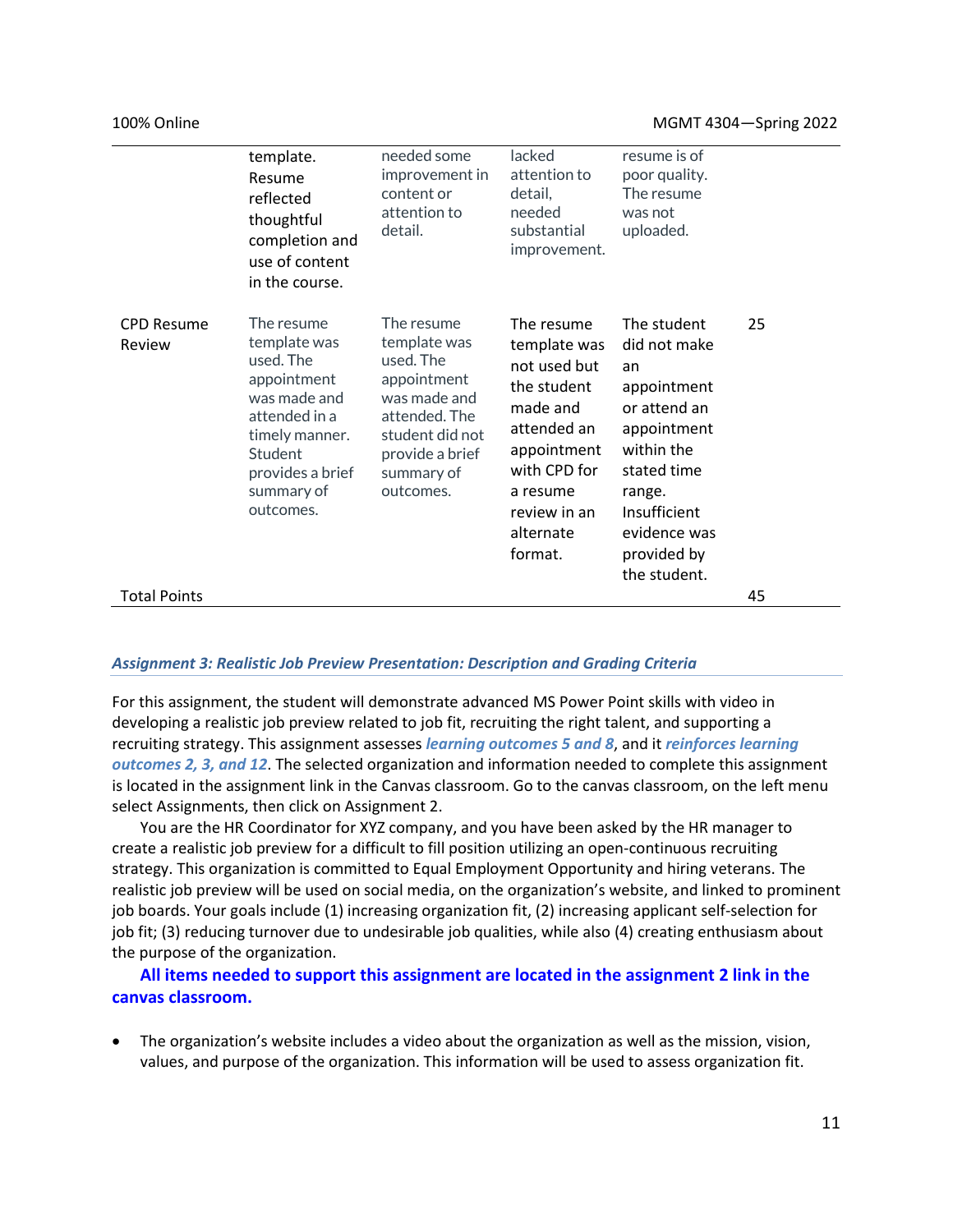| | | | | | |
|---|---|---|---|---|---|
| | template. Resume reflected thoughtful completion and use of content in the course. | needed some improvement in content or attention to detail. | lacked attention to detail, needed substantial improvement. | resume is of poor quality. The resume was not uploaded. | |
| CPD Resume Review | The resume template was used. The appointment was made and attended in a timely manner. Student provides a brief summary of outcomes. | The resume template was used. The appointment was made and attended. The student did not provide a brief summary of outcomes. | The resume template was not used but the student made and attended an appointment with CPD for a resume review in an alternate format. | The student did not make an appointment or attend an appointment within the stated time range. Insufficient evidence was provided by the student. | 25 |
| Total Points | | | | | 45 |

### *Assignment 3: Realistic Job Preview Presentation: Description and Grading Criteria*

For this assignment, the student will demonstrate advanced MS Power Point skills with video in developing a realistic job preview related to job fit, recruiting the right talent, and supporting a recruiting strategy. This assignment assesses ***learning outcomes 5 and 8***, and it ***reinforces learning outcomes 2, 3, and 12***. The selected organization and information needed to complete this assignment is located in the assignment link in the Canvas classroom. Go to the canvas classroom, on the left menu select Assignments, then click on Assignment 2.

You are the HR Coordinator for XYZ company, and you have been asked by the HR manager to create a realistic job preview for a difficult to fill position utilizing an open-continuous recruiting strategy. This organization is committed to Equal Employment Opportunity and hiring veterans. The realistic job preview will be used on social media, on the organization's website, and linked to prominent job boards. Your goals include (1) increasing organization fit, (2) increasing applicant self-selection for job fit; (3) reducing turnover due to undesirable job qualities, while also (4) creating enthusiasm about the purpose of the organization.

**All items needed to support this assignment are located in the assignment 2 link in the canvas classroom.**

- The organization's website includes a video about the organization as well as the mission, vision, values, and purpose of the organization. This information will be used to assess organization fit.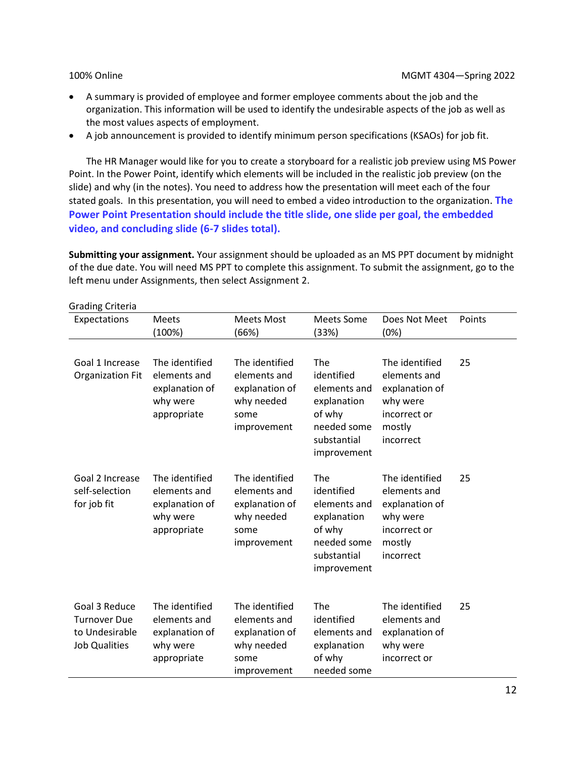- A summary is provided of employee and former employee comments about the job and the organization. This information will be used to identify the undesirable aspects of the job as well as the most values aspects of employment.
- A job announcement is provided to identify minimum person specifications (KSAOs) for job fit.

The HR Manager would like for you to create a storyboard for a realistic job preview using MS Power Point. In the Power Point, identify which elements will be included in the realistic job preview (on the slide) and why (in the notes). You need to address how the presentation will meet each of the four stated goals. In this presentation, you will need to embed a video introduction to the organization. **The Power Point Presentation should include the title slide, one slide per goal, the embedded video, and concluding slide (6-7 slides total).**

**Submitting your assignment.** Your assignment should be uploaded as an MS PPT document by midnight of the due date. You will need MS PPT to complete this assignment. To submit the assignment, go to the left menu under Assignments, then select Assignment 2.

Grading Criteria

| Expectations | Meets (100%) | Meets Most (66%) | Meets Some (33%) | Does Not Meet (0%) | Points |
|---|---|---|---|---|---|
| Goal 1 Increase Organization Fit | The identified elements and explanation of why were appropriate | The identified elements and explanation of why needed some improvement | The identified elements and explanation of why needed some substantial improvement | The identified elements and explanation of why were incorrect or mostly incorrect | 25 |
| Goal 2 Increase self-selection for job fit | The identified elements and explanation of why were appropriate | The identified elements and explanation of why needed some improvement | The identified elements and explanation of why needed some substantial improvement | The identified elements and explanation of why were incorrect or mostly incorrect | 25 |
| Goal 3 Reduce Turnover Due to Undesirable Job Qualities | The identified elements and explanation of why were appropriate | The identified elements and explanation of why needed some improvement | The identified elements and explanation of why needed some | The identified elements and explanation of why were incorrect or | 25 |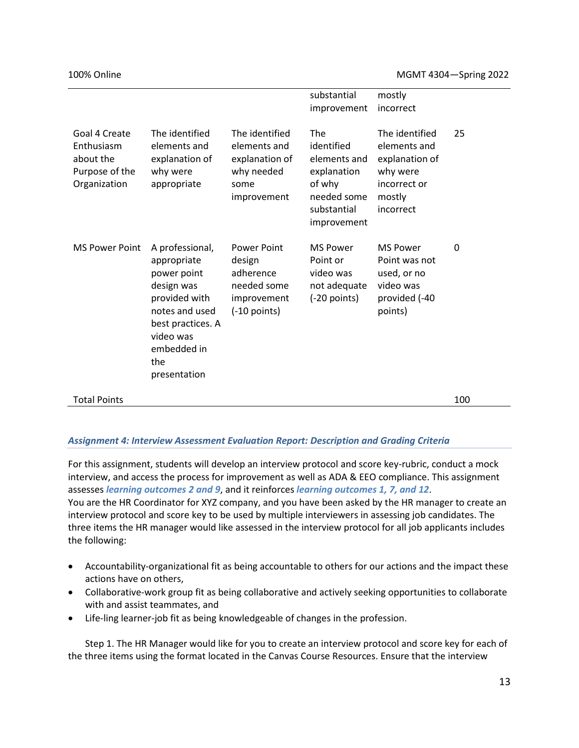| | | | substantial improvement | mostly incorrect | |
|---|---|---|---|---|---|
| Goal 4 Create Enthusiasm about the Purpose of the Organization | The identified elements and explanation of why were appropriate | The identified elements and explanation of why needed some improvement | The identified elements and explanation of why needed some substantial improvement | The identified elements and explanation of why were incorrect or mostly incorrect | 25 |
| MS Power Point | A professional, appropriate power point design was provided with notes and used best practices. A video was embedded in the presentation | Power Point design adherence needed some improvement (-10 points) | MS Power Point or video was not adequate (-20 points) | MS Power Point was not used, or no video was provided (-40 points) | 0 |
| Total Points | | | | | 100 |

### *Assignment 4: Interview Assessment Evaluation Report: Description and Grading Criteria*

For this assignment, students will develop an interview protocol and score key-rubric, conduct a mock interview, and access the process for improvement as well as ADA & EEO compliance. This assignment assesses ***learning outcomes 2 and 9***, and it reinforces ***learning outcomes 1, 7, and 12***.

You are the HR Coordinator for XYZ company, and you have been asked by the HR manager to create an interview protocol and score key to be used by multiple interviewers in assessing job candidates. The three items the HR manager would like assessed in the interview protocol for all job applicants includes the following:

- Accountability-organizational fit as being accountable to others for our actions and the impact these actions have on others,
- Collaborative-work group fit as being collaborative and actively seeking opportunities to collaborate with and assist teammates, and
- Life-ling learner-job fit as being knowledgeable of changes in the profession.

Step 1. The HR Manager would like for you to create an interview protocol and score key for each of the three items using the format located in the Canvas Course Resources. Ensure that the interview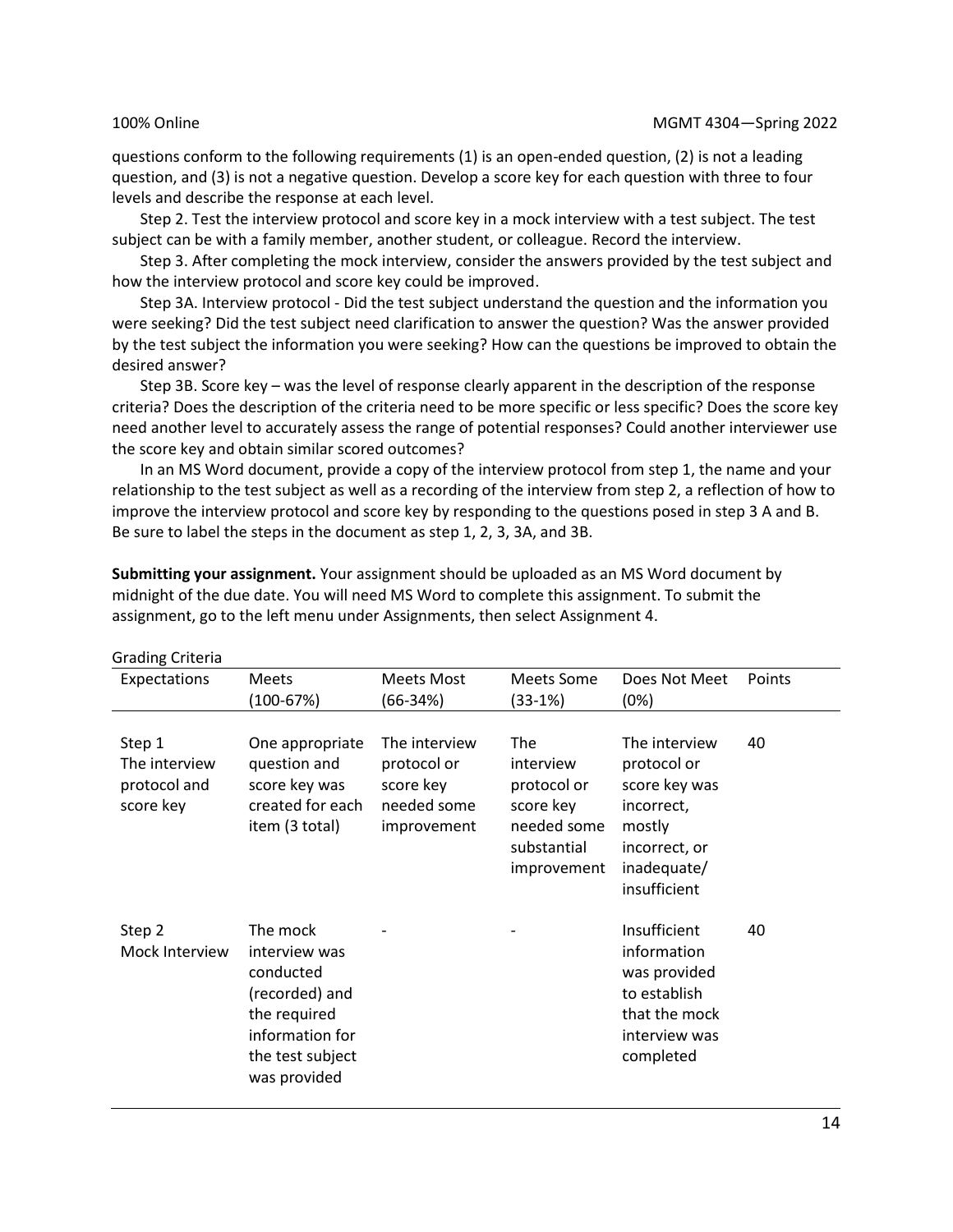questions conform to the following requirements (1) is an open-ended question, (2) is not a leading question, and (3) is not a negative question. Develop a score key for each question with three to four levels and describe the response at each level.

Step 2. Test the interview protocol and score key in a mock interview with a test subject. The test subject can be with a family member, another student, or colleague. Record the interview.

Step 3. After completing the mock interview, consider the answers provided by the test subject and how the interview protocol and score key could be improved.

Step 3A. Interview protocol - Did the test subject understand the question and the information you were seeking? Did the test subject need clarification to answer the question? Was the answer provided by the test subject the information you were seeking? How can the questions be improved to obtain the desired answer?

Step 3B. Score key – was the level of response clearly apparent in the description of the response criteria? Does the description of the criteria need to be more specific or less specific? Does the score key need another level to accurately assess the range of potential responses? Could another interviewer use the score key and obtain similar scored outcomes?

In an MS Word document, provide a copy of the interview protocol from step 1, the name and your relationship to the test subject as well as a recording of the interview from step 2, a reflection of how to improve the interview protocol and score key by responding to the questions posed in step 3 A and B. Be sure to label the steps in the document as step 1, 2, 3, 3A, and 3B.

**Submitting your assignment.** Your assignment should be uploaded as an MS Word document by midnight of the due date. You will need MS Word to complete this assignment. To submit the assignment, go to the left menu under Assignments, then select Assignment 4.

Grading Criteria

| Expectations | Meets (100-67%) | Meets Most (66-34%) | Meets Some (33-1%) | Does Not Meet (0%) | Points |
|---|---|---|---|---|---|
| Step 1 The interview protocol and score key | One appropriate question and score key was created for each item (3 total) | The interview protocol or score key needed some improvement | The interview protocol or score key needed some substantial improvement | The interview protocol or score key was incorrect, mostly incorrect, or inadequate/ insufficient | 40 |
| Step 2 Mock Interview | The mock interview was conducted (recorded) and the required information for the test subject was provided | - | - | Insufficient information was provided to establish that the mock interview was completed | 40 |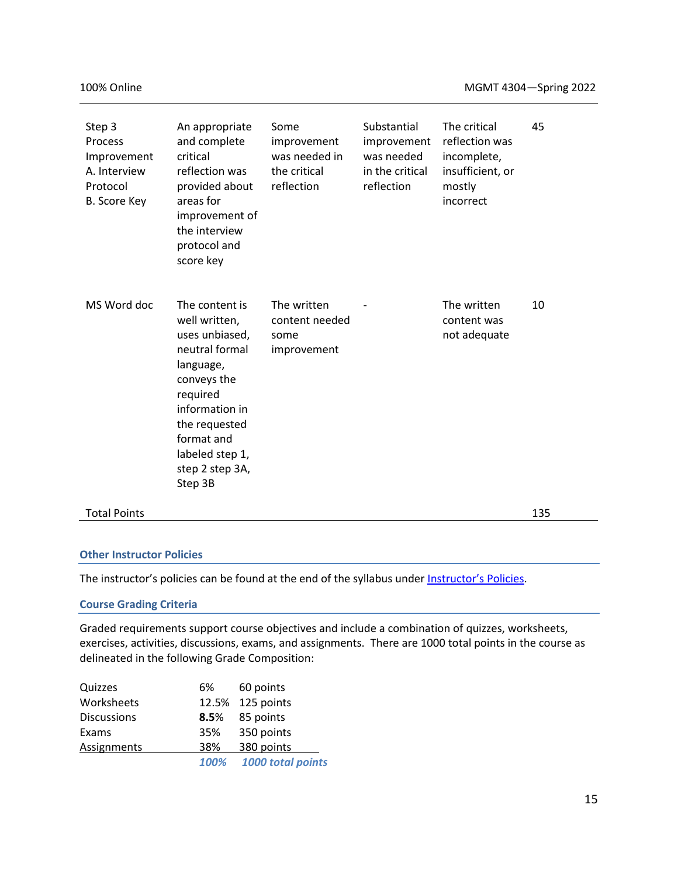| | | | | | |
|---|---|---|---|---|---|
| Step 3 Process Improvement A. Interview Protocol B. Score Key | An appropriate and complete critical reflection was provided about areas for improvement of the interview protocol and score key | Some improvement was needed in the critical reflection | Substantial improvement was needed in the critical reflection | The critical reflection was incomplete, insufficient, or mostly incorrect | 45 |
| MS Word doc | The content is well written, uses unbiased, neutral formal language, conveys the required information in the requested format and labeled step 1, step 2 step 3A, Step 3B | The written content needed some improvement | - | The written content was not adequate | 10 |
| Total Points | | | | | 135 |

### Other Instructor Policies

The instructor's policies can be found at the end of the syllabus under [Instructor's Policies].

### Course Grading Criteria

Graded requirements support course objectives and include a combination of quizzes, worksheets, exercises, activities, discussions, exams, and assignments. There are 1000 total points in the course as delineated in the following Grade Composition:

| | | |
|---|---|---|
| Quizzes | 6% | 60 points |
| Worksheets | 12.5% | 125 points |
| Discussions | **8.5**% | 85 points |
| Exams | 35% | 350 points |
| Assignments | 38% | 380 points |
| | ***100%*** | ***1000 total points*** |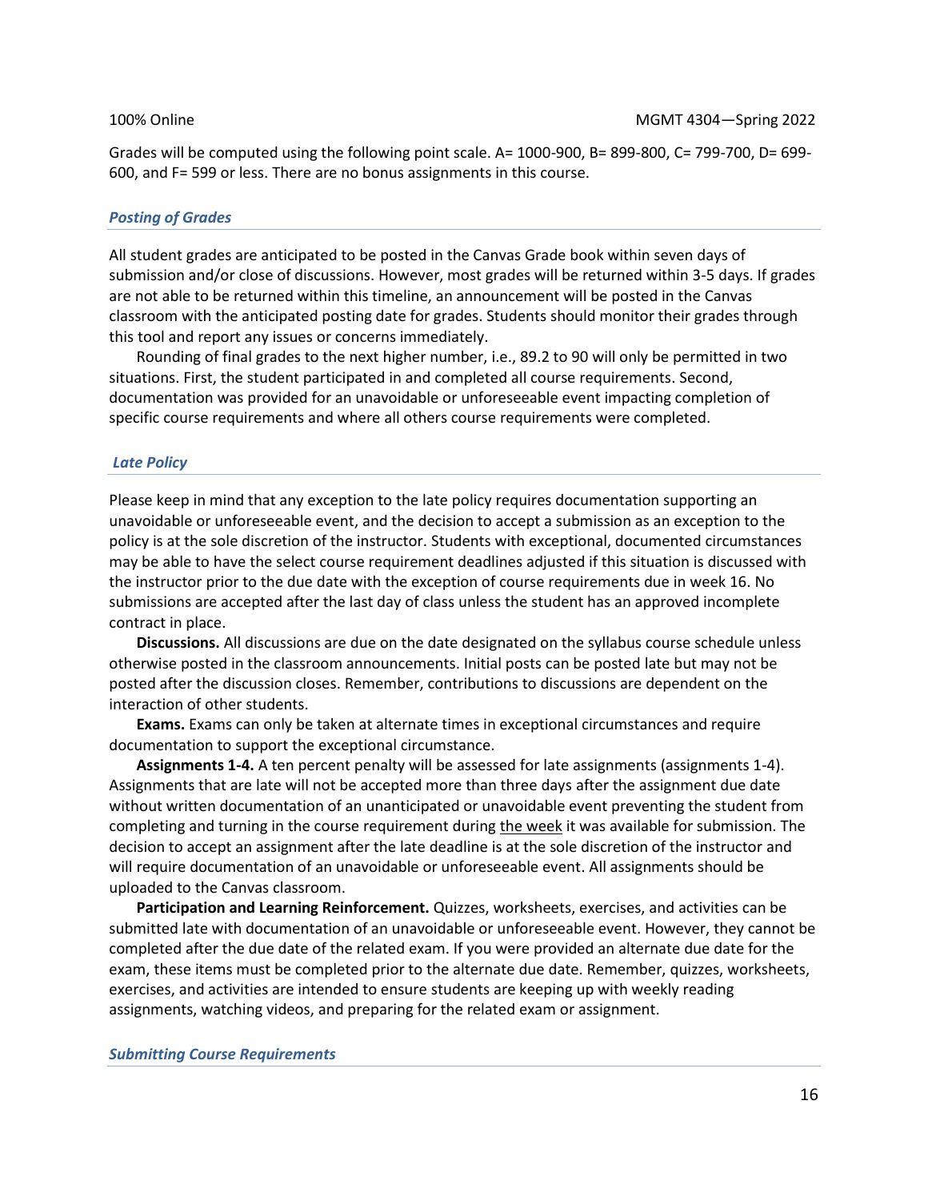Grades will be computed using the following point scale. A= 1000-900, B= 899-800, C= 799-700, D= 699-600, and F= 599 or less. There are no bonus assignments in this course.

### *Posting of Grades*

All student grades are anticipated to be posted in the Canvas Grade book within seven days of submission and/or close of discussions. However, most grades will be returned within 3-5 days. If grades are not able to be returned within this timeline, an announcement will be posted in the Canvas classroom with the anticipated posting date for grades. Students should monitor their grades through this tool and report any issues or concerns immediately.

Rounding of final grades to the next higher number, i.e., 89.2 to 90 will only be permitted in two situations. First, the student participated in and completed all course requirements. Second, documentation was provided for an unavoidable or unforeseeable event impacting completion of specific course requirements and where all others course requirements were completed.

### *Late Policy*

Please keep in mind that any exception to the late policy requires documentation supporting an unavoidable or unforeseeable event, and the decision to accept a submission as an exception to the policy is at the sole discretion of the instructor. Students with exceptional, documented circumstances may be able to have the select course requirement deadlines adjusted if this situation is discussed with the instructor prior to the due date with the exception of course requirements due in week 16. No submissions are accepted after the last day of class unless the student has an approved incomplete contract in place.

**Discussions.** All discussions are due on the date designated on the syllabus course schedule unless otherwise posted in the classroom announcements. Initial posts can be posted late but may not be posted after the discussion closes. Remember, contributions to discussions are dependent on the interaction of other students.

**Exams.** Exams can only be taken at alternate times in exceptional circumstances and require documentation to support the exceptional circumstance.

**Assignments 1-4.** A ten percent penalty will be assessed for late assignments (assignments 1-4). Assignments that are late will not be accepted more than three days after the assignment due date without written documentation of an unanticipated or unavoidable event preventing the student from completing and turning in the course requirement during the week it was available for submission. The decision to accept an assignment after the late deadline is at the sole discretion of the instructor and will require documentation of an unavoidable or unforeseeable event. All assignments should be uploaded to the Canvas classroom.

**Participation and Learning Reinforcement.** Quizzes, worksheets, exercises, and activities can be submitted late with documentation of an unavoidable or unforeseeable event. However, they cannot be completed after the due date of the related exam. If you were provided an alternate due date for the exam, these items must be completed prior to the alternate due date. Remember, quizzes, worksheets, exercises, and activities are intended to ensure students are keeping up with weekly reading assignments, watching videos, and preparing for the related exam or assignment.

### *Submitting Course Requirements*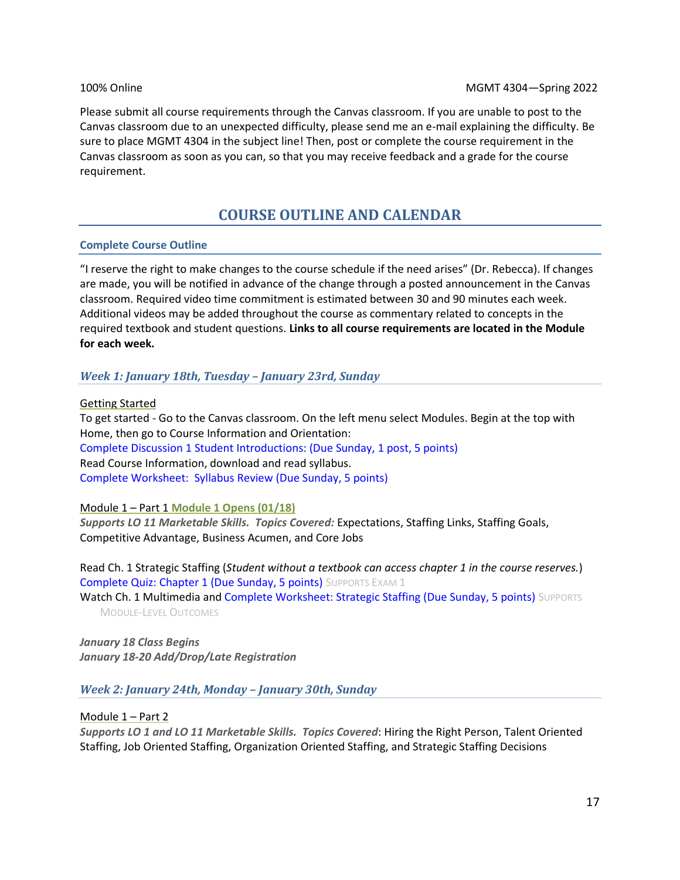Please submit all course requirements through the Canvas classroom. If you are unable to post to the Canvas classroom due to an unexpected difficulty, please send me an e-mail explaining the difficulty. Be sure to place MGMT 4304 in the subject line! Then, post or complete the course requirement in the Canvas classroom as soon as you can, so that you may receive feedback and a grade for the course requirement.

## COURSE OUTLINE AND CALENDAR

### Complete Course Outline

"I reserve the right to make changes to the course schedule if the need arises" (Dr. Rebecca). If changes are made, you will be notified in advance of the change through a posted announcement in the Canvas classroom. Required video time commitment is estimated between 30 and 90 minutes each week. Additional videos may be added throughout the course as commentary related to concepts in the required textbook and student questions. **Links to all course requirements are located in the Module for each week.**

### *Week 1: January 18th, Tuesday – January 23rd, Sunday*

Getting Started
To get started - Go to the Canvas classroom. On the left menu select Modules. Begin at the top with Home, then go to Course Information and Orientation:
Complete Discussion 1 Student Introductions: (Due Sunday, 1 post, 5 points)
Read Course Information, download and read syllabus.
Complete Worksheet: Syllabus Review (Due Sunday, 5 points)

Module 1 – Part 1 **Module 1 Opens (01/18)**
***Supports LO 11 Marketable Skills. Topics Covered:*** Expectations, Staffing Links, Staffing Goals, Competitive Advantage, Business Acumen, and Core Jobs

Read Ch. 1 Strategic Staffing (*Student without a textbook can access chapter 1 in the course reserves.*)
Complete Quiz: Chapter 1 (Due Sunday, 5 points) SUPPORTS EXAM 1
Watch Ch. 1 Multimedia and Complete Worksheet: Strategic Staffing (Due Sunday, 5 points) SUPPORTS MODULE-LEVEL OUTCOMES

***January 18 Class Begins***
***January 18-20 Add/Drop/Late Registration***

### *Week 2: January 24th, Monday – January 30th, Sunday*

Module 1 – Part 2
***Supports LO 1 and LO 11 Marketable Skills. Topics Covered***: Hiring the Right Person, Talent Oriented Staffing, Job Oriented Staffing, Organization Oriented Staffing, and Strategic Staffing Decisions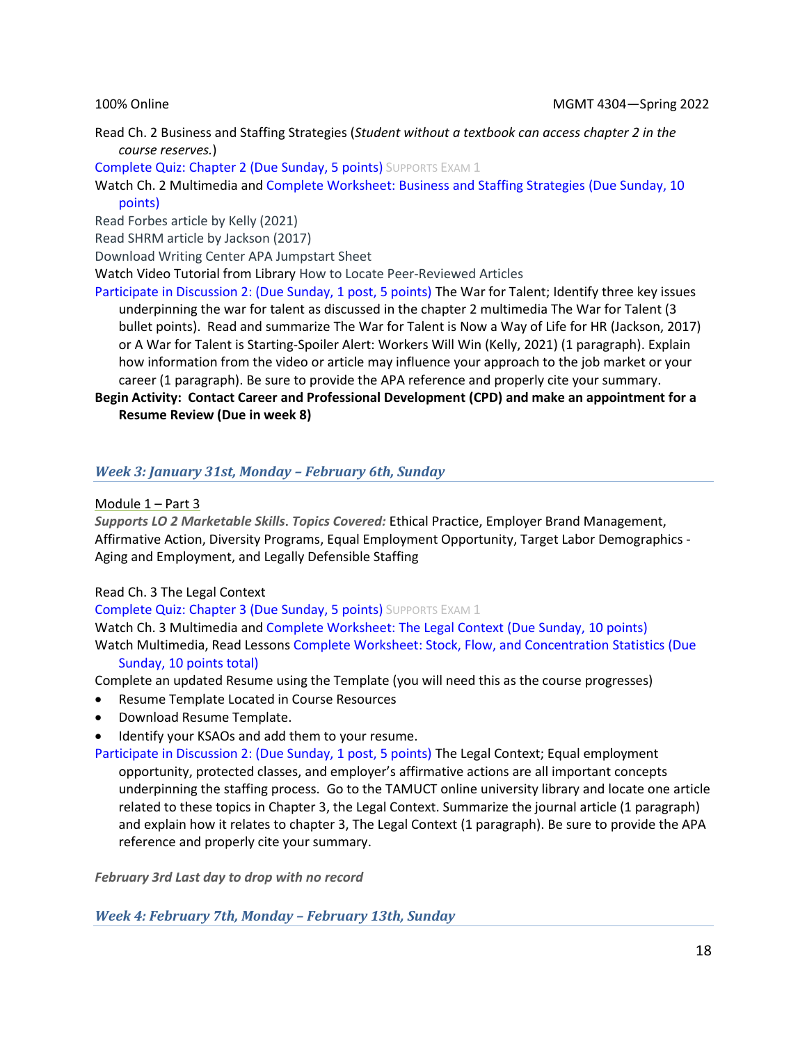Read Ch. 2 Business and Staffing Strategies (*Student without a textbook can access chapter 2 in the course reserves.*)

Complete Quiz: Chapter 2 (Due Sunday, 5 points) SUPPORTS EXAM 1

Watch Ch. 2 Multimedia and Complete Worksheet: Business and Staffing Strategies (Due Sunday, 10 points)

Read Forbes article by Kelly (2021)

Read SHRM article by Jackson (2017)

Download Writing Center APA Jumpstart Sheet

Watch Video Tutorial from Library How to Locate Peer-Reviewed Articles

Participate in Discussion 2: (Due Sunday, 1 post, 5 points) The War for Talent; Identify three key issues underpinning the war for talent as discussed in the chapter 2 multimedia The War for Talent (3 bullet points). Read and summarize The War for Talent is Now a Way of Life for HR (Jackson, 2017) or A War for Talent is Starting-Spoiler Alert: Workers Will Win (Kelly, 2021) (1 paragraph). Explain how information from the video or article may influence your approach to the job market or your career (1 paragraph). Be sure to provide the APA reference and properly cite your summary.

**Begin Activity: Contact Career and Professional Development (CPD) and make an appointment for a Resume Review (Due in week 8)**

### *Week 3: January 31st, Monday – February 6th, Sunday*

Module 1 – Part 3

***Supports LO 2 Marketable Skills***. ***Topics Covered:*** Ethical Practice, Employer Brand Management, Affirmative Action, Diversity Programs, Equal Employment Opportunity, Target Labor Demographics - Aging and Employment, and Legally Defensible Staffing

Read Ch. 3 The Legal Context

Complete Quiz: Chapter 3 (Due Sunday, 5 points) SUPPORTS EXAM 1

Watch Ch. 3 Multimedia and Complete Worksheet: The Legal Context (Due Sunday, 10 points)

Watch Multimedia, Read Lessons Complete Worksheet: Stock, Flow, and Concentration Statistics (Due Sunday, 10 points total)

Complete an updated Resume using the Template (you will need this as the course progresses)

- Resume Template Located in Course Resources
- Download Resume Template.
- Identify your KSAOs and add them to your resume.

Participate in Discussion 2: (Due Sunday, 1 post, 5 points) The Legal Context; Equal employment opportunity, protected classes, and employer's affirmative actions are all important concepts underpinning the staffing process. Go to the TAMUCT online university library and locate one article related to these topics in Chapter 3, the Legal Context. Summarize the journal article (1 paragraph) and explain how it relates to chapter 3, The Legal Context (1 paragraph). Be sure to provide the APA reference and properly cite your summary.

***February 3rd Last day to drop with no record***

### *Week 4: February 7th, Monday – February 13th, Sunday*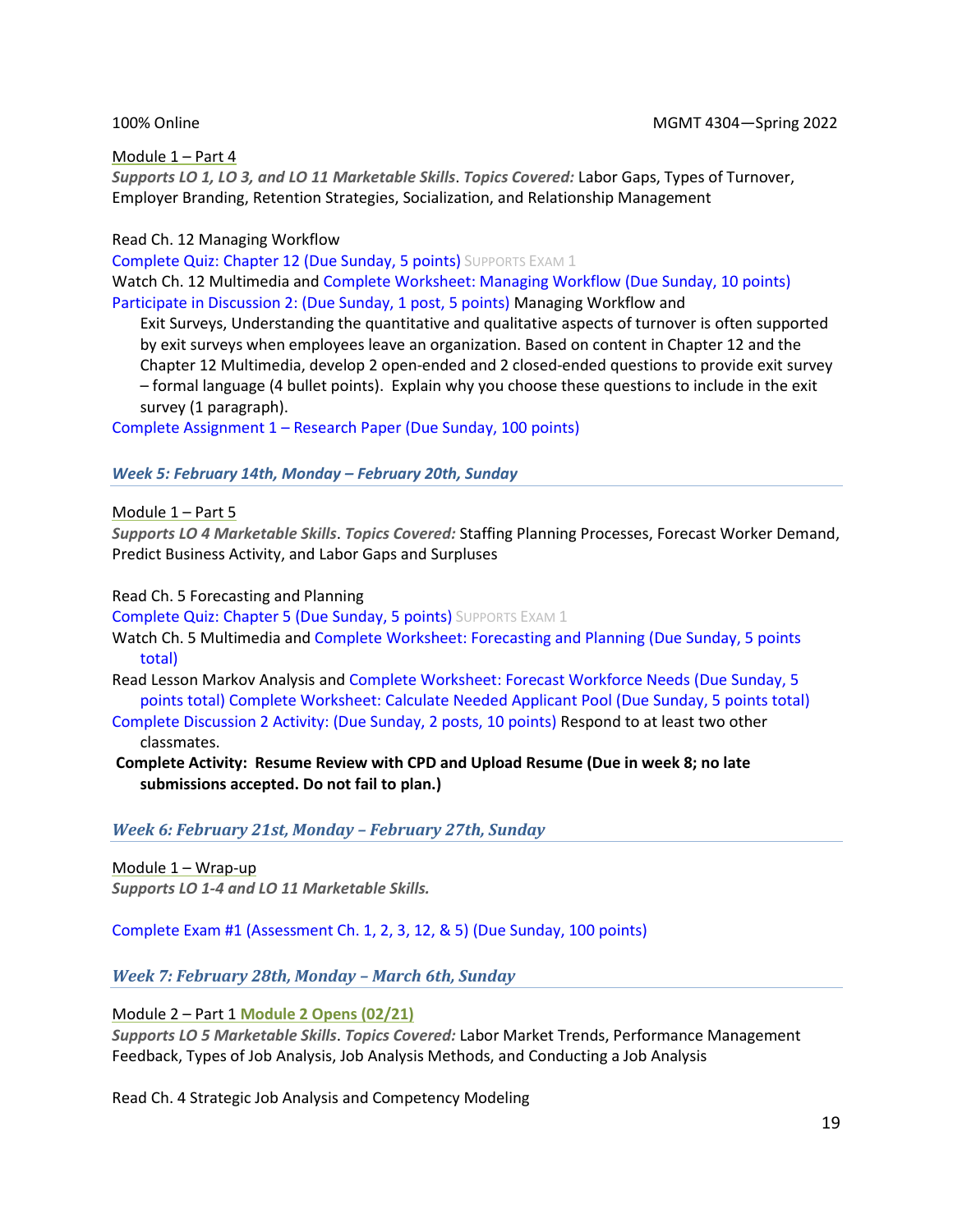Module 1 – Part 4

***Supports LO 1, LO 3, and LO 11 Marketable Skills***. ***Topics Covered:*** Labor Gaps, Types of Turnover, Employer Branding, Retention Strategies, Socialization, and Relationship Management

Read Ch. 12 Managing Workflow

Complete Quiz: Chapter 12 (Due Sunday, 5 points) SUPPORTS EXAM 1

Watch Ch. 12 Multimedia and Complete Worksheet: Managing Workflow (Due Sunday, 10 points)

Participate in Discussion 2: (Due Sunday, 1 post, 5 points) Managing Workflow and Exit Surveys, Understanding the quantitative and qualitative aspects of turnover is often supported by exit surveys when employees leave an organization. Based on content in Chapter 12 and the Chapter 12 Multimedia, develop 2 open-ended and 2 closed-ended questions to provide exit survey – formal language (4 bullet points). Explain why you choose these questions to include in the exit survey (1 paragraph).

Complete Assignment 1 – Research Paper (Due Sunday, 100 points)

### *Week 5: February 14th, Monday – February 20th, Sunday*

Module 1 – Part 5

***Supports LO 4 Marketable Skills***. ***Topics Covered:*** Staffing Planning Processes, Forecast Worker Demand, Predict Business Activity, and Labor Gaps and Surpluses

Read Ch. 5 Forecasting and Planning

Complete Quiz: Chapter 5 (Due Sunday, 5 points) SUPPORTS EXAM 1

Watch Ch. 5 Multimedia and Complete Worksheet: Forecasting and Planning (Due Sunday, 5 points total)

Read Lesson Markov Analysis and Complete Worksheet: Forecast Workforce Needs (Due Sunday, 5 points total) Complete Worksheet: Calculate Needed Applicant Pool (Due Sunday, 5 points total)

Complete Discussion 2 Activity: (Due Sunday, 2 posts, 10 points) Respond to at least two other classmates.

**Complete Activity: Resume Review with CPD and Upload Resume (Due in week 8; no late submissions accepted. Do not fail to plan.)**

### *Week 6: February 21st, Monday – February 27th, Sunday*

Module 1 – Wrap-up

***Supports LO 1-4 and LO 11 Marketable Skills.***

Complete Exam #1 (Assessment Ch. 1, 2, 3, 12, & 5) (Due Sunday, 100 points)

### *Week 7: February 28th, Monday – March 6th, Sunday*

Module 2 – Part 1 **Module 2 Opens (02/21)**

***Supports LO 5 Marketable Skills***. ***Topics Covered:*** Labor Market Trends, Performance Management Feedback, Types of Job Analysis, Job Analysis Methods, and Conducting a Job Analysis

Read Ch. 4 Strategic Job Analysis and Competency Modeling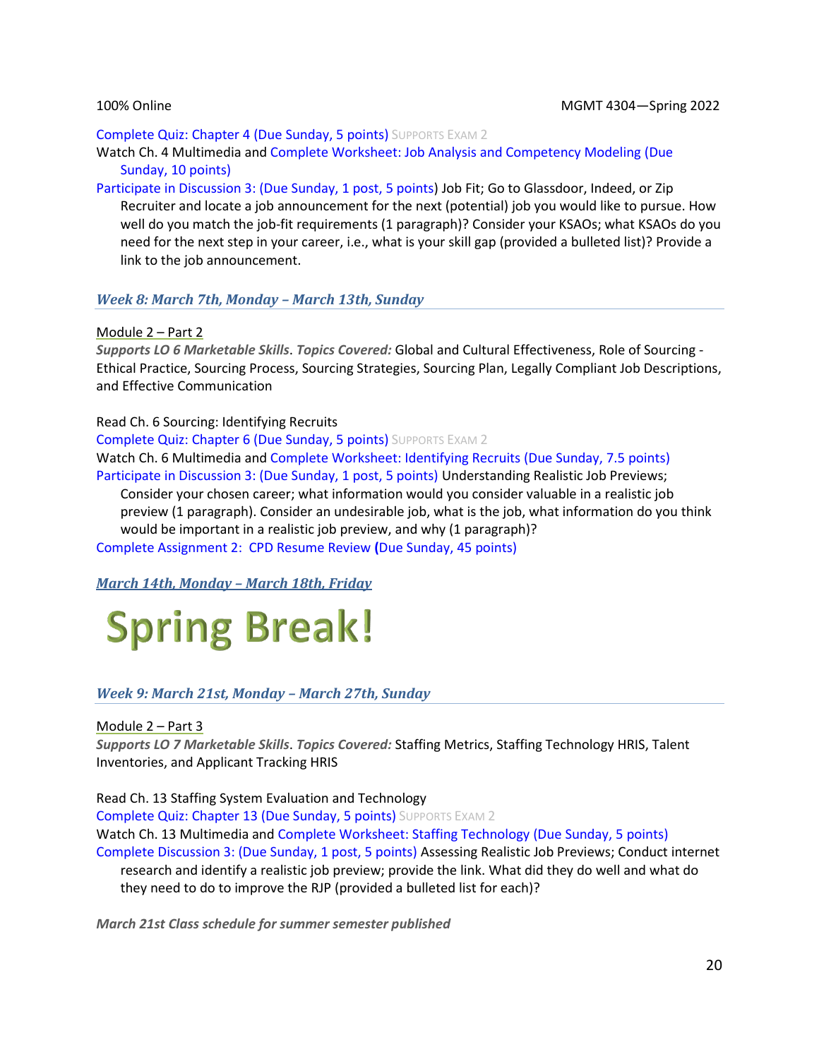Complete Quiz: Chapter 4 (Due Sunday, 5 points) SUPPORTS EXAM 2

Watch Ch. 4 Multimedia and Complete Worksheet: Job Analysis and Competency Modeling (Due Sunday, 10 points)

Participate in Discussion 3: (Due Sunday, 1 post, 5 points) Job Fit; Go to Glassdoor, Indeed, or Zip Recruiter and locate a job announcement for the next (potential) job you would like to pursue. How well do you match the job-fit requirements (1 paragraph)? Consider your KSAOs; what KSAOs do you need for the next step in your career, i.e., what is your skill gap (provided a bulleted list)? Provide a link to the job announcement.

### *Week 8: March 7th, Monday – March 13th, Sunday*

Module 2 – Part 2

***Supports LO 6 Marketable Skills. Topics Covered:*** Global and Cultural Effectiveness, Role of Sourcing - Ethical Practice, Sourcing Process, Sourcing Strategies, Sourcing Plan, Legally Compliant Job Descriptions, and Effective Communication

Read Ch. 6 Sourcing: Identifying Recruits

Complete Quiz: Chapter 6 (Due Sunday, 5 points) SUPPORTS EXAM 2

Watch Ch. 6 Multimedia and Complete Worksheet: Identifying Recruits (Due Sunday, 7.5 points)

Participate in Discussion 3: (Due Sunday, 1 post, 5 points) Understanding Realistic Job Previews; Consider your chosen career; what information would you consider valuable in a realistic job preview (1 paragraph). Consider an undesirable job, what is the job, what information do you think would be important in a realistic job preview, and why (1 paragraph)?

Complete Assignment 2: CPD Resume Review (Due Sunday, 45 points)

### *March 14th, Monday – March 18th, Friday*

# Spring Break!

### *Week 9: March 21st, Monday – March 27th, Sunday*

Module 2 – Part 3

***Supports LO 7 Marketable Skills. Topics Covered:*** Staffing Metrics, Staffing Technology HRIS, Talent Inventories, and Applicant Tracking HRIS

Read Ch. 13 Staffing System Evaluation and Technology

Complete Quiz: Chapter 13 (Due Sunday, 5 points) SUPPORTS EXAM 2

Watch Ch. 13 Multimedia and Complete Worksheet: Staffing Technology (Due Sunday, 5 points)

Complete Discussion 3: (Due Sunday, 1 post, 5 points) Assessing Realistic Job Previews; Conduct internet research and identify a realistic job preview; provide the link. What did they do well and what do they need to do to improve the RJP (provided a bulleted list for each)?

***March 21st Class schedule for summer semester published***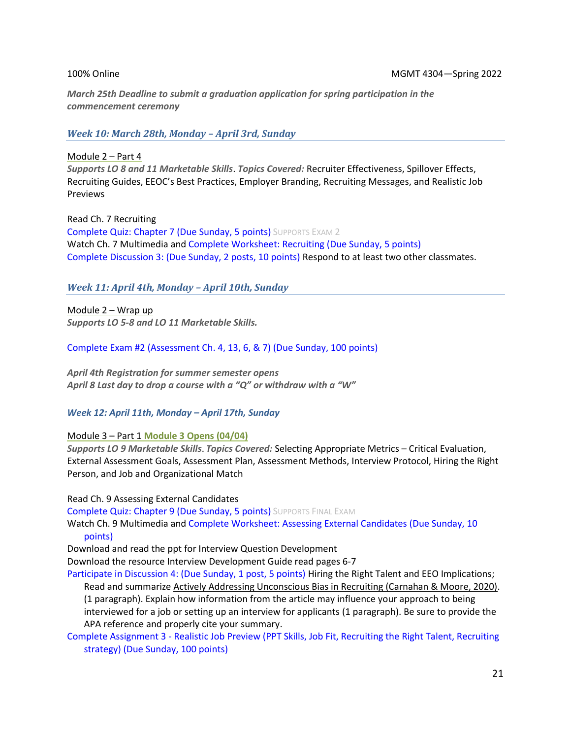100% Online MGMT 4304—Spring 2022

***March 25th Deadline to submit a graduation application for spring participation in the commencement ceremony***

### *Week 10: March 28th, Monday – April 3rd, Sunday*

Module 2 – Part 4
***Supports LO 8 and 11 Marketable Skills***. ***Topics Covered:*** Recruiter Effectiveness, Spillover Effects, Recruiting Guides, EEOC's Best Practices, Employer Branding, Recruiting Messages, and Realistic Job Previews

Read Ch. 7 Recruiting
Complete Quiz: Chapter 7 (Due Sunday, 5 points) SUPPORTS EXAM 2
Watch Ch. 7 Multimedia and Complete Worksheet: Recruiting (Due Sunday, 5 points)
Complete Discussion 3: (Due Sunday, 2 posts, 10 points) Respond to at least two other classmates.

### *Week 11: April 4th, Monday – April 10th, Sunday*

Module 2 – Wrap up
***Supports LO 5-8 and LO 11 Marketable Skills.***

Complete Exam #2 (Assessment Ch. 4, 13, 6, & 7) (Due Sunday, 100 points)

***April 4th Registration for summer semester opens***
***April 8 Last day to drop a course with a "Q" or withdraw with a "W"***

### *Week 12: April 11th, Monday – April 17th, Sunday*

Module 3 – Part 1 **Module 3 Opens (04/04)**
***Supports LO 9 Marketable Skills***. ***Topics Covered:*** Selecting Appropriate Metrics – Critical Evaluation, External Assessment Goals, Assessment Plan, Assessment Methods, Interview Protocol, Hiring the Right Person, and Job and Organizational Match

Read Ch. 9 Assessing External Candidates
Complete Quiz: Chapter 9 (Due Sunday, 5 points) SUPPORTS FINAL EXAM
Watch Ch. 9 Multimedia and Complete Worksheet: Assessing External Candidates (Due Sunday, 10 points)
Download and read the ppt for Interview Question Development
Download the resource Interview Development Guide read pages 6-7
Participate in Discussion 4: (Due Sunday, 1 post, 5 points) Hiring the Right Talent and EEO Implications; Read and summarize Actively Addressing Unconscious Bias in Recruiting (Carnahan & Moore, 2020). (1 paragraph). Explain how information from the article may influence your approach to being interviewed for a job or setting up an interview for applicants (1 paragraph). Be sure to provide the APA reference and properly cite your summary.
Complete Assignment 3 - Realistic Job Preview (PPT Skills, Job Fit, Recruiting the Right Talent, Recruiting strategy) (Due Sunday, 100 points)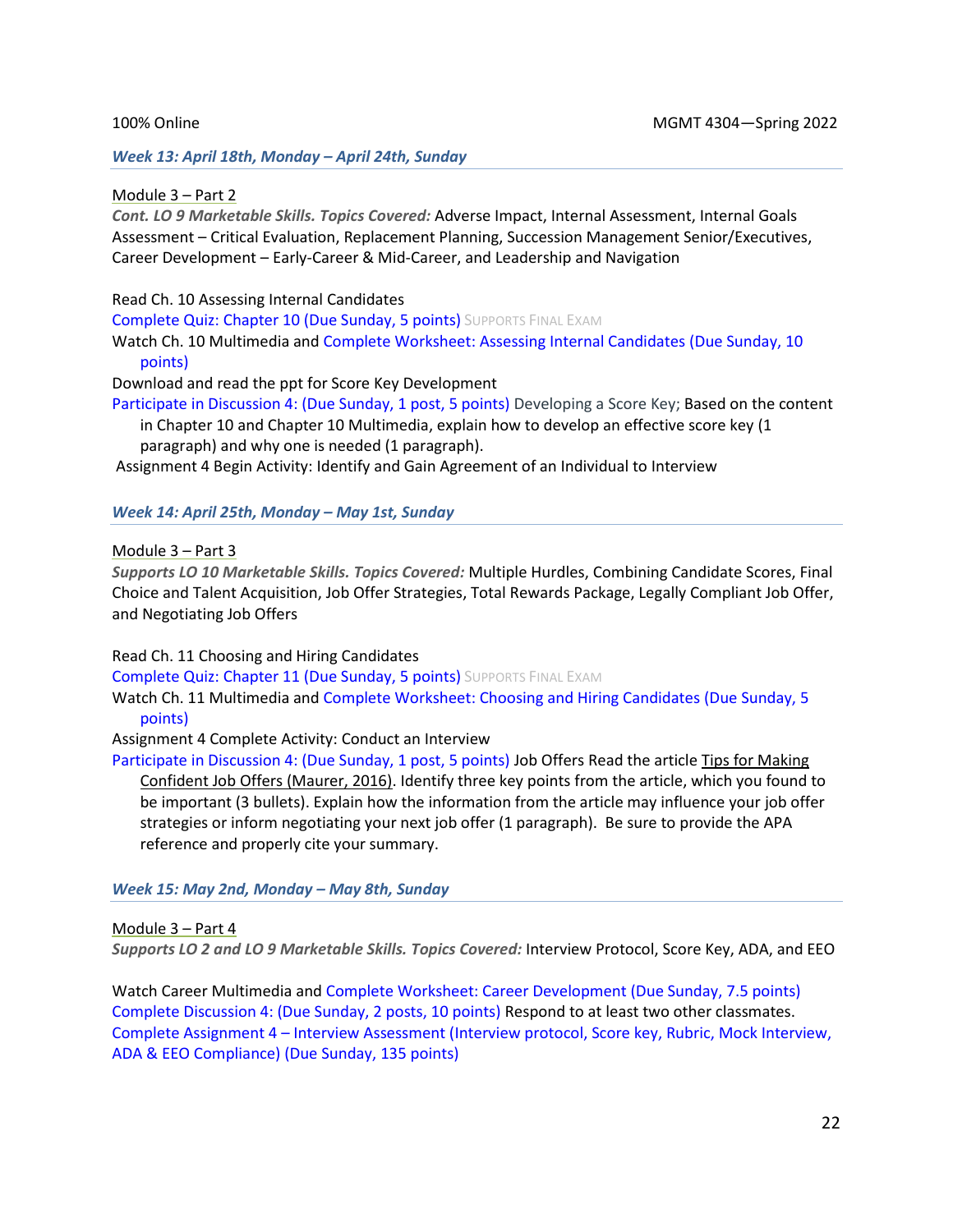### *Week 13: April 18th, Monday – April 24th, Sunday*

Module 3 – Part 2

***Cont. LO 9 Marketable Skills. Topics Covered:*** Adverse Impact, Internal Assessment, Internal Goals Assessment – Critical Evaluation, Replacement Planning, Succession Management Senior/Executives, Career Development – Early-Career & Mid-Career, and Leadership and Navigation

Read Ch. 10 Assessing Internal Candidates

Complete Quiz: Chapter 10 (Due Sunday, 5 points) SUPPORTS FINAL EXAM

Watch Ch. 10 Multimedia and Complete Worksheet: Assessing Internal Candidates (Due Sunday, 10 points)

Download and read the ppt for Score Key Development

Participate in Discussion 4: (Due Sunday, 1 post, 5 points) Developing a Score Key; Based on the content in Chapter 10 and Chapter 10 Multimedia, explain how to develop an effective score key (1 paragraph) and why one is needed (1 paragraph).

Assignment 4 Begin Activity: Identify and Gain Agreement of an Individual to Interview

### *Week 14: April 25th, Monday – May 1st, Sunday*

Module 3 – Part 3

***Supports LO 10 Marketable Skills. Topics Covered:*** Multiple Hurdles, Combining Candidate Scores, Final Choice and Talent Acquisition, Job Offer Strategies, Total Rewards Package, Legally Compliant Job Offer, and Negotiating Job Offers

Read Ch. 11 Choosing and Hiring Candidates

Complete Quiz: Chapter 11 (Due Sunday, 5 points) SUPPORTS FINAL EXAM

Watch Ch. 11 Multimedia and Complete Worksheet: Choosing and Hiring Candidates (Due Sunday, 5 points)

Assignment 4 Complete Activity: Conduct an Interview

Participate in Discussion 4: (Due Sunday, 1 post, 5 points) Job Offers Read the article Tips for Making Confident Job Offers (Maurer, 2016). Identify three key points from the article, which you found to be important (3 bullets). Explain how the information from the article may influence your job offer strategies or inform negotiating your next job offer (1 paragraph). Be sure to provide the APA reference and properly cite your summary.

### *Week 15: May 2nd, Monday – May 8th, Sunday*

Module 3 – Part 4

***Supports LO 2 and LO 9 Marketable Skills. Topics Covered:*** Interview Protocol, Score Key, ADA, and EEO

Watch Career Multimedia and Complete Worksheet: Career Development (Due Sunday, 7.5 points)

Complete Discussion 4: (Due Sunday, 2 posts, 10 points) Respond to at least two other classmates.

Complete Assignment 4 – Interview Assessment (Interview protocol, Score key, Rubric, Mock Interview, ADA & EEO Compliance) (Due Sunday, 135 points)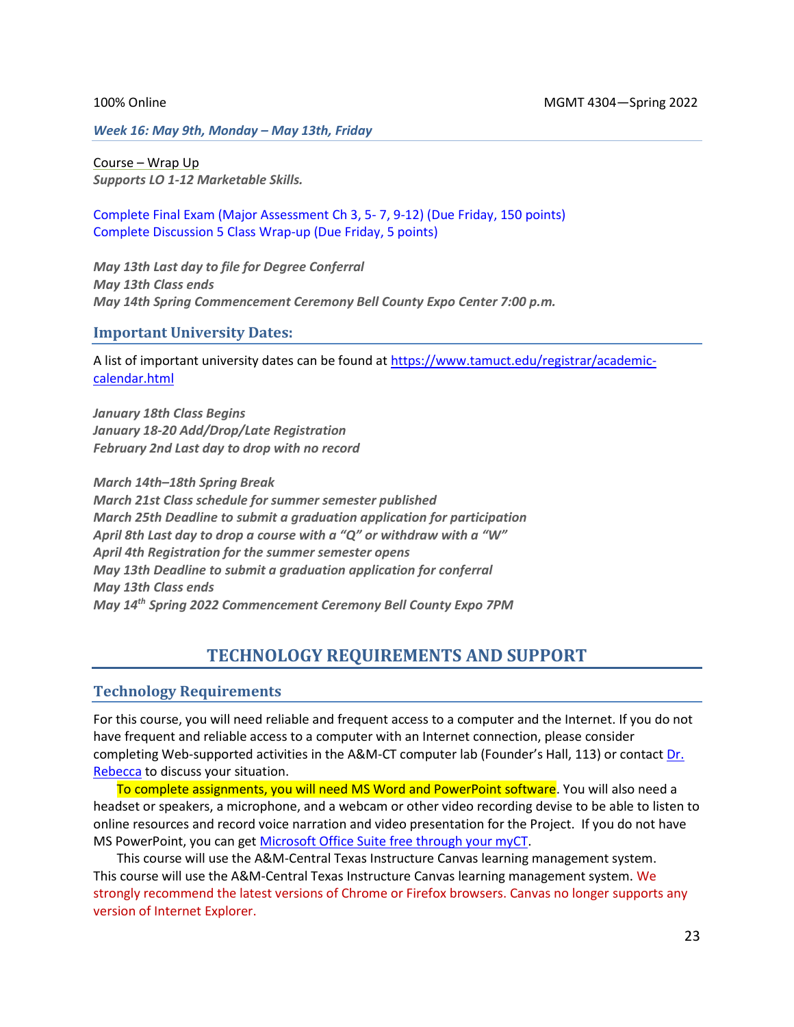***Week 16: May 9th, Monday – May 13th, Friday***

Course – Wrap Up
***Supports LO 1-12 Marketable Skills.***

Complete Final Exam (Major Assessment Ch 3, 5- 7, 9-12) (Due Friday, 150 points)
Complete Discussion 5 Class Wrap-up (Due Friday, 5 points)

***May 13th Last day to file for Degree Conferral***
***May 13th Class ends***
***May 14th Spring Commencement Ceremony Bell County Expo Center 7:00 p.m.***

### Important University Dates:

A list of important university dates can be found at https://www.tamuct.edu/registrar/academic-calendar.html

***January 18th Class Begins***
***January 18-20 Add/Drop/Late Registration***
***February 2nd Last day to drop with no record***

***March 14th–18th Spring Break***
***March 21st Class schedule for summer semester published***
***March 25th Deadline to submit a graduation application for participation***
***April 8th Last day to drop a course with a "Q" or withdraw with a "W"***
***April 4th Registration for the summer semester opens***
***May 13th Deadline to submit a graduation application for conferral***
***May 13th Class ends***
***May 14th Spring 2022 Commencement Ceremony Bell County Expo 7PM***

## TECHNOLOGY REQUIREMENTS AND SUPPORT

### Technology Requirements

For this course, you will need reliable and frequent access to a computer and the Internet. If you do not have frequent and reliable access to a computer with an Internet connection, please consider completing Web-supported activities in the A&M-CT computer lab (Founder's Hall, 113) or contact Dr. Rebecca to discuss your situation.

To complete assignments, you will need MS Word and PowerPoint software. You will also need a headset or speakers, a microphone, and a webcam or other video recording devise to be able to listen to online resources and record voice narration and video presentation for the Project. If you do not have MS PowerPoint, you can get Microsoft Office Suite free through your myCT.

This course will use the A&M-Central Texas Instructure Canvas learning management system. This course will use the A&M-Central Texas Instructure Canvas learning management system. We strongly recommend the latest versions of Chrome or Firefox browsers. Canvas no longer supports any version of Internet Explorer.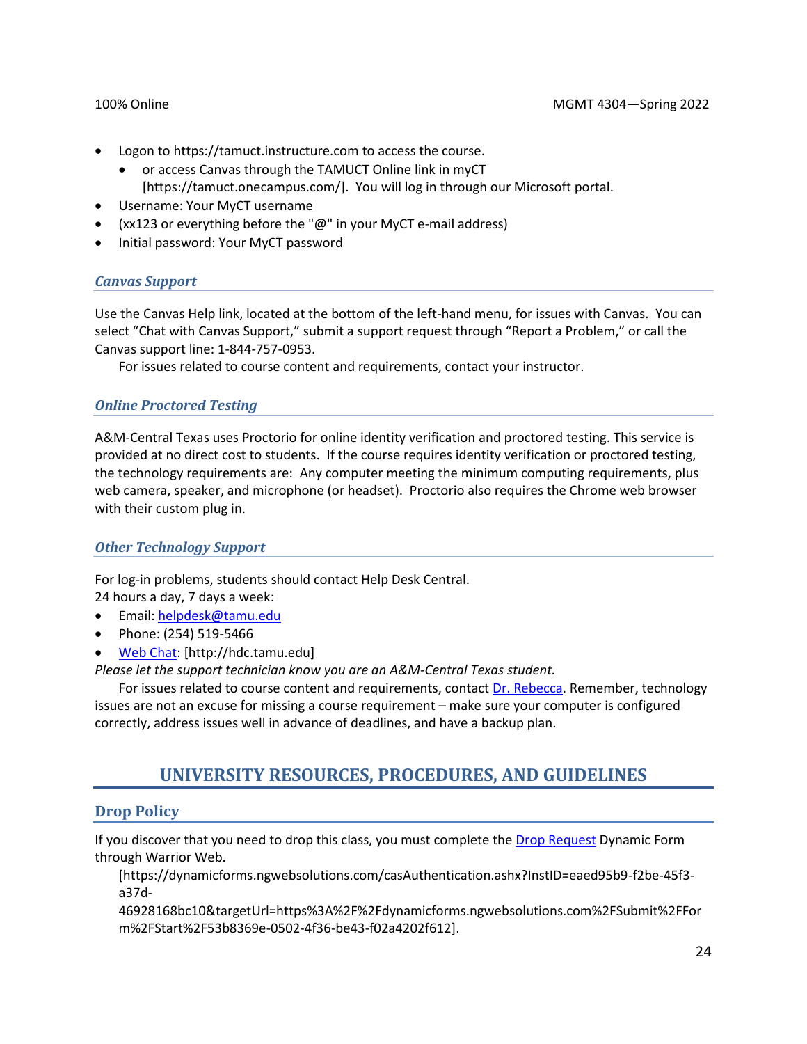- Logon to https://tamuct.instructure.com to access the course.
    - or access Canvas through the TAMUCT Online link in myCT [https://tamuct.onecampus.com/]. You will log in through our Microsoft portal.
- Username: Your MyCT username
- (xx123 or everything before the "@" in your MyCT e-mail address)
- Initial password: Your MyCT password

### *Canvas Support*

Use the Canvas Help link, located at the bottom of the left-hand menu, for issues with Canvas. You can select "Chat with Canvas Support," submit a support request through "Report a Problem," or call the Canvas support line: 1-844-757-0953.

For issues related to course content and requirements, contact your instructor.

### *Online Proctored Testing*

A&M-Central Texas uses Proctorio for online identity verification and proctored testing. This service is provided at no direct cost to students. If the course requires identity verification or proctored testing, the technology requirements are: Any computer meeting the minimum computing requirements, plus web camera, speaker, and microphone (or headset). Proctorio also requires the Chrome web browser with their custom plug in.

### *Other Technology Support*

For log-in problems, students should contact Help Desk Central.
24 hours a day, 7 days a week:

- Email: helpdesk@tamu.edu
- Phone: (254) 519-5466
- Web Chat: [http://hdc.tamu.edu]

*Please let the support technician know you are an A&M-Central Texas student.*

For issues related to course content and requirements, contact Dr. Rebecca. Remember, technology issues are not an excuse for missing a course requirement – make sure your computer is configured correctly, address issues well in advance of deadlines, and have a backup plan.

# UNIVERSITY RESOURCES, PROCEDURES, AND GUIDELINES

## Drop Policy

If you discover that you need to drop this class, you must complete the Drop Request Dynamic Form through Warrior Web.

[https://dynamicforms.ngwebsolutions.com/casAuthentication.ashx?InstID=eaed95b9-f2be-45f3-a37d-46928168bc10&targetUrl=https%3A%2F%2Fdynamicforms.ngwebsolutions.com%2FSubmit%2FForm%2FStart%2F53b8369e-0502-4f36-be43-f02a4202f612].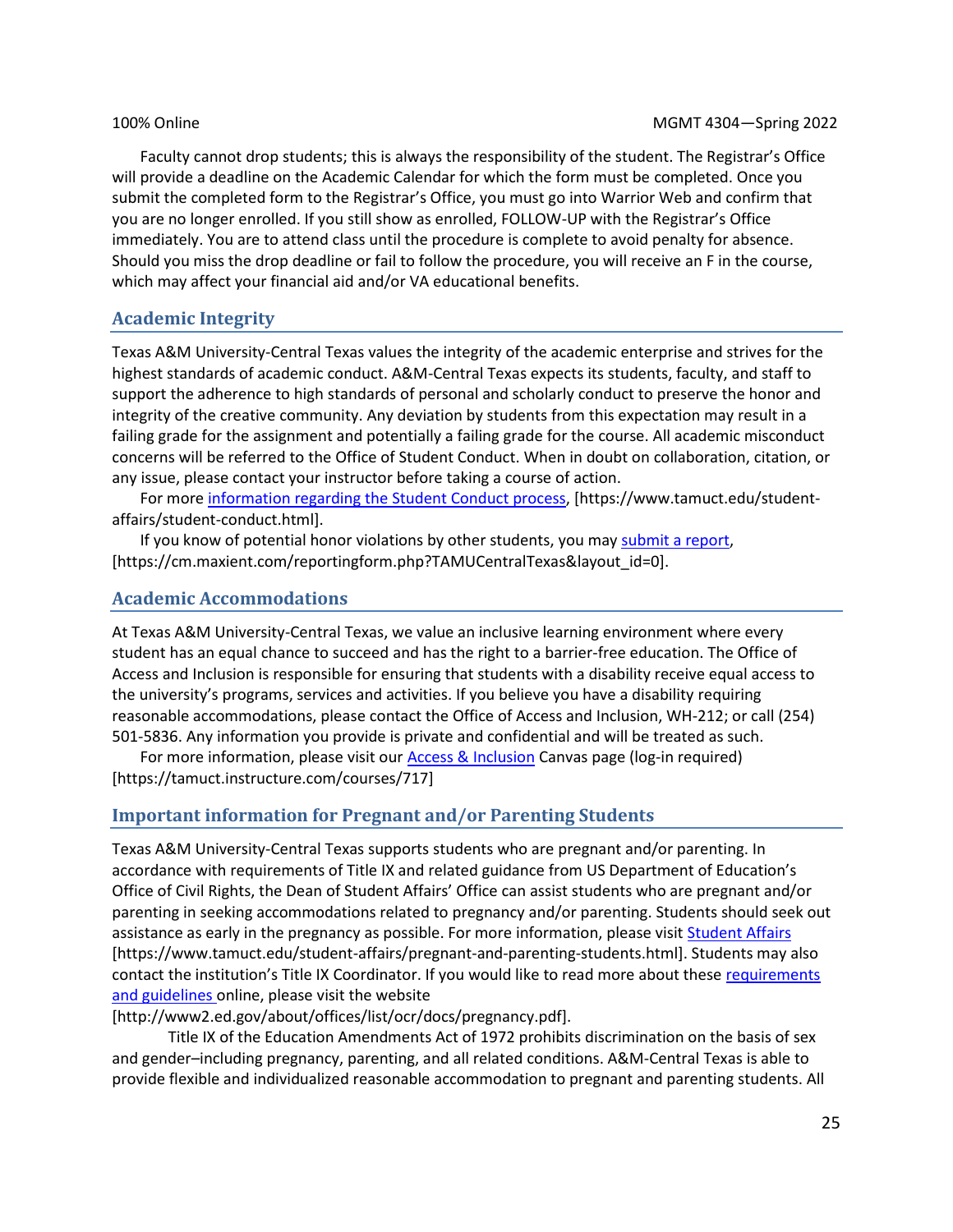Faculty cannot drop students; this is always the responsibility of the student. The Registrar's Office will provide a deadline on the Academic Calendar for which the form must be completed. Once you submit the completed form to the Registrar's Office, you must go into Warrior Web and confirm that you are no longer enrolled. If you still show as enrolled, FOLLOW-UP with the Registrar's Office immediately. You are to attend class until the procedure is complete to avoid penalty for absence. Should you miss the drop deadline or fail to follow the procedure, you will receive an F in the course, which may affect your financial aid and/or VA educational benefits.

## Academic Integrity

Texas A&M University-Central Texas values the integrity of the academic enterprise and strives for the highest standards of academic conduct. A&M-Central Texas expects its students, faculty, and staff to support the adherence to high standards of personal and scholarly conduct to preserve the honor and integrity of the creative community. Any deviation by students from this expectation may result in a failing grade for the assignment and potentially a failing grade for the course. All academic misconduct concerns will be referred to the Office of Student Conduct. When in doubt on collaboration, citation, or any issue, please contact your instructor before taking a course of action.

For more information regarding the Student Conduct process, [https://www.tamuct.edu/student-affairs/student-conduct.html].

If you know of potential honor violations by other students, you may submit a report, [https://cm.maxient.com/reportingform.php?TAMUCentralTexas&layout_id=0].

## Academic Accommodations

At Texas A&M University-Central Texas, we value an inclusive learning environment where every student has an equal chance to succeed and has the right to a barrier-free education. The Office of Access and Inclusion is responsible for ensuring that students with a disability receive equal access to the university's programs, services and activities. If you believe you have a disability requiring reasonable accommodations, please contact the Office of Access and Inclusion, WH-212; or call (254) 501-5836. Any information you provide is private and confidential and will be treated as such.

For more information, please visit our Access & Inclusion Canvas page (log-in required) [https://tamuct.instructure.com/courses/717]

## Important information for Pregnant and/or Parenting Students

Texas A&M University-Central Texas supports students who are pregnant and/or parenting. In accordance with requirements of Title IX and related guidance from US Department of Education's Office of Civil Rights, the Dean of Student Affairs' Office can assist students who are pregnant and/or parenting in seeking accommodations related to pregnancy and/or parenting. Students should seek out assistance as early in the pregnancy as possible. For more information, please visit Student Affairs [https://www.tamuct.edu/student-affairs/pregnant-and-parenting-students.html]. Students may also contact the institution's Title IX Coordinator. If you would like to read more about these requirements and guidelines online, please visit the website [http://www2.ed.gov/about/offices/list/ocr/docs/pregnancy.pdf].

Title IX of the Education Amendments Act of 1972 prohibits discrimination on the basis of sex and gender–including pregnancy, parenting, and all related conditions. A&M-Central Texas is able to provide flexible and individualized reasonable accommodation to pregnant and parenting students. All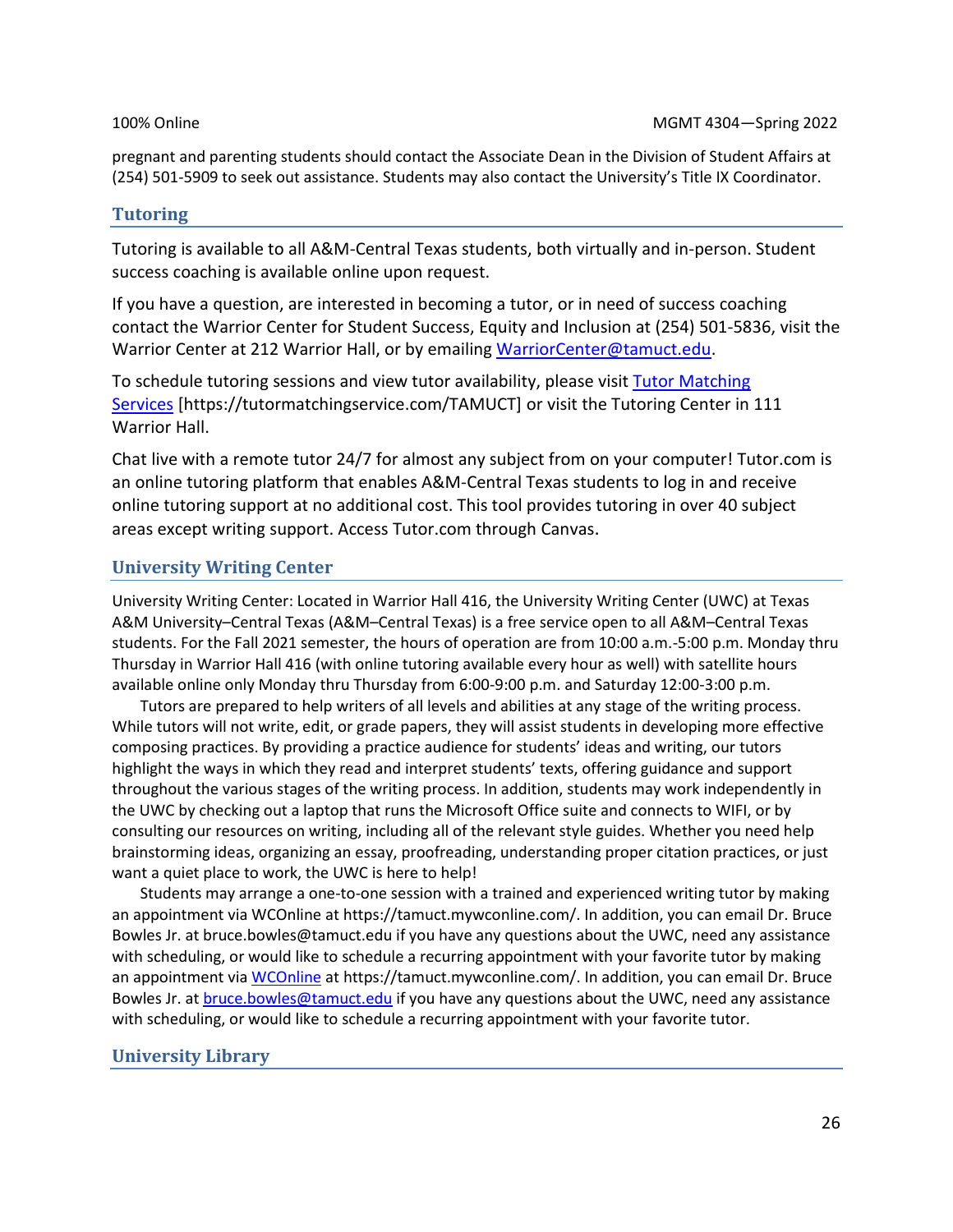pregnant and parenting students should contact the Associate Dean in the Division of Student Affairs at (254) 501-5909 to seek out assistance. Students may also contact the University's Title IX Coordinator.

## Tutoring

Tutoring is available to all A&M-Central Texas students, both virtually and in-person. Student success coaching is available online upon request.

If you have a question, are interested in becoming a tutor, or in need of success coaching contact the Warrior Center for Student Success, Equity and Inclusion at (254) 501-5836, visit the Warrior Center at 212 Warrior Hall, or by emailing [WarriorCenter@tamuct.edu](mailto:WarriorCenter@tamuct.edu).

To schedule tutoring sessions and view tutor availability, please visit [Tutor Matching Services](https://tutormatchingservice.com/TAMUCT) [https://tutormatchingservice.com/TAMUCT] or visit the Tutoring Center in 111 Warrior Hall.

Chat live with a remote tutor 24/7 for almost any subject from on your computer! Tutor.com is an online tutoring platform that enables A&M-Central Texas students to log in and receive online tutoring support at no additional cost. This tool provides tutoring in over 40 subject areas except writing support. Access Tutor.com through Canvas.

## University Writing Center

University Writing Center: Located in Warrior Hall 416, the University Writing Center (UWC) at Texas A&M University–Central Texas (A&M–Central Texas) is a free service open to all A&M–Central Texas students. For the Fall 2021 semester, the hours of operation are from 10:00 a.m.-5:00 p.m. Monday thru Thursday in Warrior Hall 416 (with online tutoring available every hour as well) with satellite hours available online only Monday thru Thursday from 6:00-9:00 p.m. and Saturday 12:00-3:00 p.m.

Tutors are prepared to help writers of all levels and abilities at any stage of the writing process. While tutors will not write, edit, or grade papers, they will assist students in developing more effective composing practices. By providing a practice audience for students' ideas and writing, our tutors highlight the ways in which they read and interpret students' texts, offering guidance and support throughout the various stages of the writing process. In addition, students may work independently in the UWC by checking out a laptop that runs the Microsoft Office suite and connects to WIFI, or by consulting our resources on writing, including all of the relevant style guides. Whether you need help brainstorming ideas, organizing an essay, proofreading, understanding proper citation practices, or just want a quiet place to work, the UWC is here to help!

Students may arrange a one-to-one session with a trained and experienced writing tutor by making an appointment via WCOnline at https://tamuct.mywconline.com/. In addition, you can email Dr. Bruce Bowles Jr. at bruce.bowles@tamuct.edu if you have any questions about the UWC, need any assistance with scheduling, or would like to schedule a recurring appointment with your favorite tutor by making an appointment via [WCOnline](https://tamuct.mywconline.com/) at https://tamuct.mywconline.com/. In addition, you can email Dr. Bruce Bowles Jr. at [bruce.bowles@tamuct.edu](mailto:bruce.bowles@tamuct.edu) if you have any questions about the UWC, need any assistance with scheduling, or would like to schedule a recurring appointment with your favorite tutor.

## University Library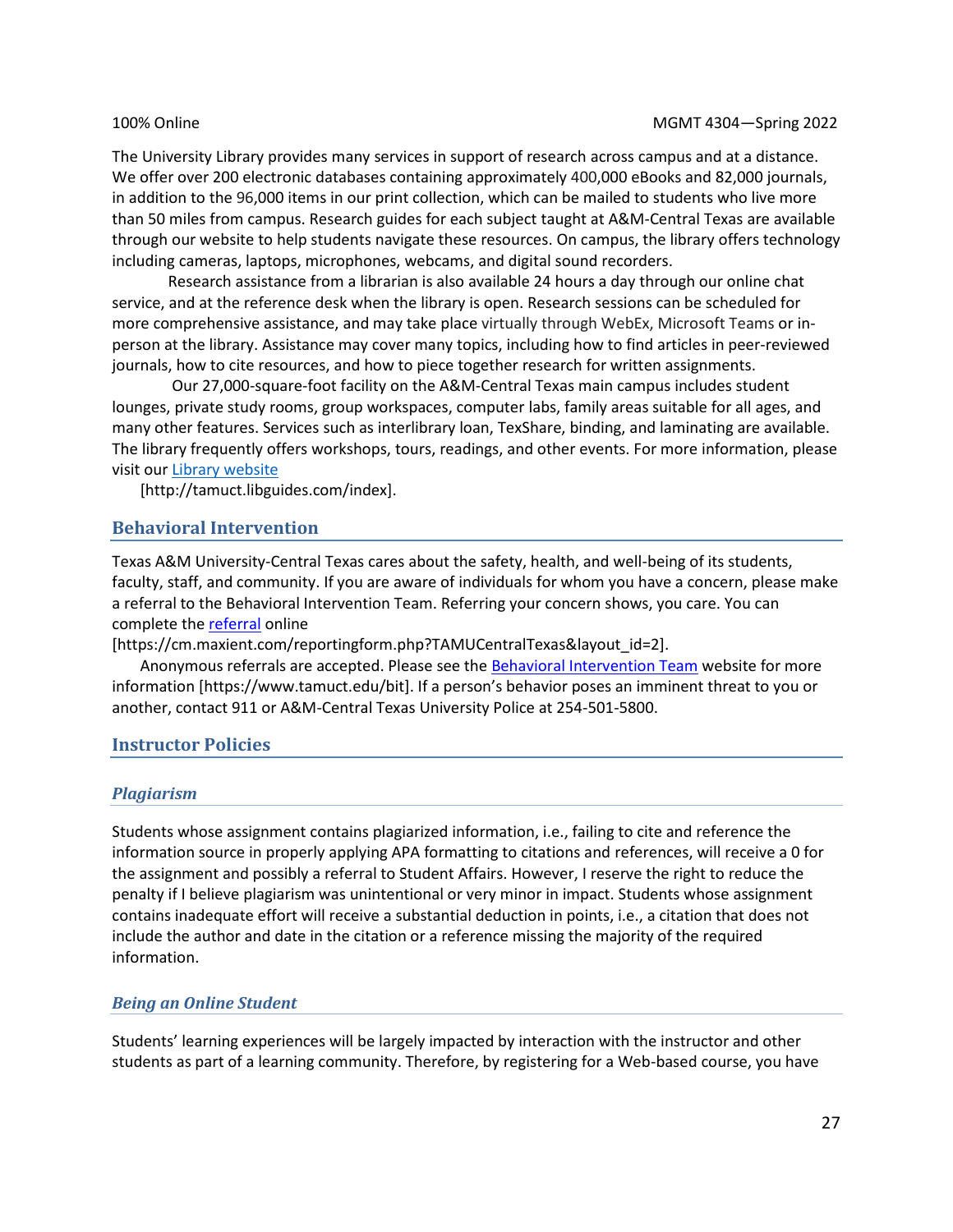The University Library provides many services in support of research across campus and at a distance. We offer over 200 electronic databases containing approximately 400,000 eBooks and 82,000 journals, in addition to the 96,000 items in our print collection, which can be mailed to students who live more than 50 miles from campus. Research guides for each subject taught at A&M-Central Texas are available through our website to help students navigate these resources. On campus, the library offers technology including cameras, laptops, microphones, webcams, and digital sound recorders.

Research assistance from a librarian is also available 24 hours a day through our online chat service, and at the reference desk when the library is open. Research sessions can be scheduled for more comprehensive assistance, and may take place virtually through WebEx, Microsoft Teams or in-person at the library. Assistance may cover many topics, including how to find articles in peer-reviewed journals, how to cite resources, and how to piece together research for written assignments.

Our 27,000-square-foot facility on the A&M-Central Texas main campus includes student lounges, private study rooms, group workspaces, computer labs, family areas suitable for all ages, and many other features. Services such as interlibrary loan, TexShare, binding, and laminating are available. The library frequently offers workshops, tours, readings, and other events. For more information, please visit our Library website [http://tamuct.libguides.com/index].

## Behavioral Intervention

Texas A&M University-Central Texas cares about the safety, health, and well-being of its students, faculty, staff, and community. If you are aware of individuals for whom you have a concern, please make a referral to the Behavioral Intervention Team. Referring your concern shows, you care. You can complete the referral online [https://cm.maxient.com/reportingform.php?TAMUCentralTexas&layout_id=2].

Anonymous referrals are accepted. Please see the Behavioral Intervention Team website for more information [https://www.tamuct.edu/bit]. If a person's behavior poses an imminent threat to you or another, contact 911 or A&M-Central Texas University Police at 254-501-5800.

## Instructor Policies

### *Plagiarism*

Students whose assignment contains plagiarized information, i.e., failing to cite and reference the information source in properly applying APA formatting to citations and references, will receive a 0 for the assignment and possibly a referral to Student Affairs. However, I reserve the right to reduce the penalty if I believe plagiarism was unintentional or very minor in impact. Students whose assignment contains inadequate effort will receive a substantial deduction in points, i.e., a citation that does not include the author and date in the citation or a reference missing the majority of the required information.

### *Being an Online Student*

Students' learning experiences will be largely impacted by interaction with the instructor and other students as part of a learning community. Therefore, by registering for a Web-based course, you have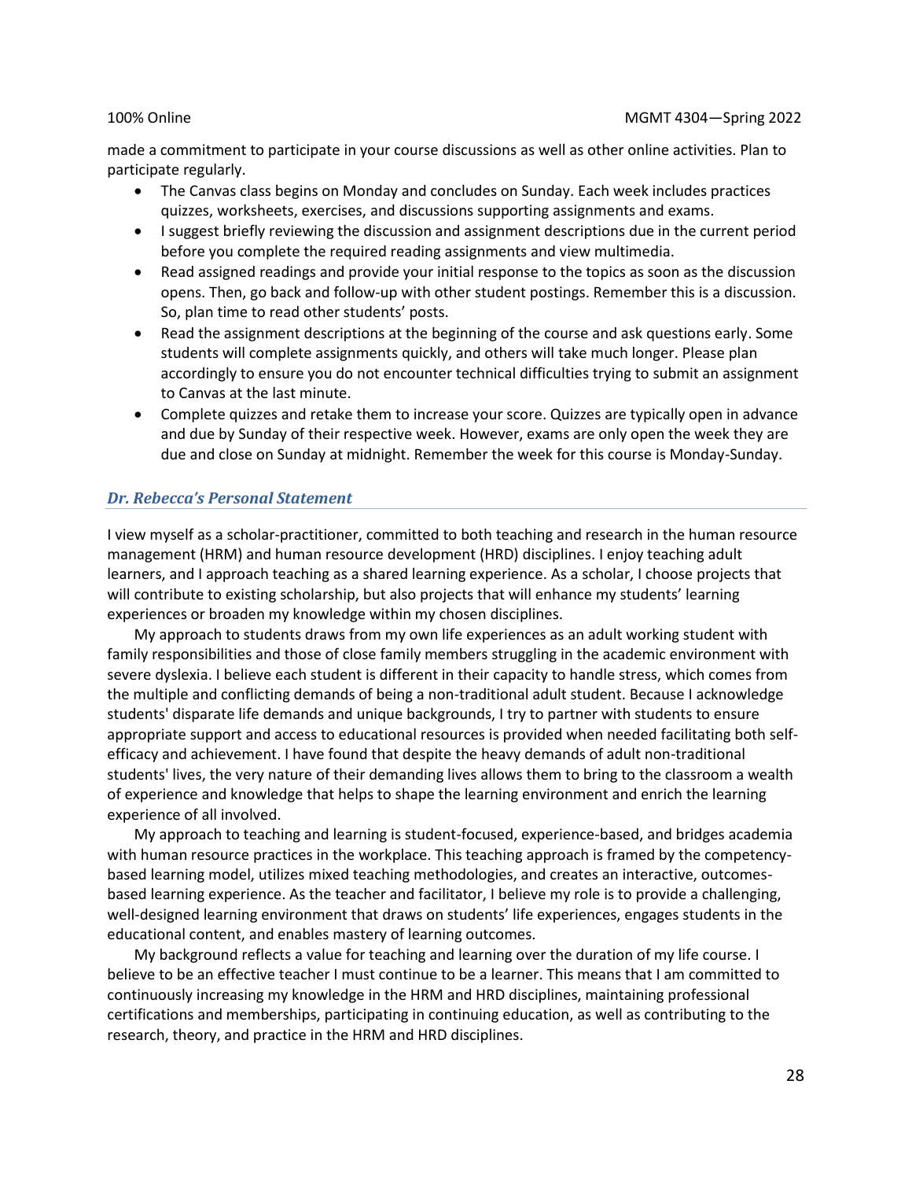made a commitment to participate in your course discussions as well as other online activities. Plan to participate regularly.

- The Canvas class begins on Monday and concludes on Sunday. Each week includes practices quizzes, worksheets, exercises, and discussions supporting assignments and exams.
- I suggest briefly reviewing the discussion and assignment descriptions due in the current period before you complete the required reading assignments and view multimedia.
- Read assigned readings and provide your initial response to the topics as soon as the discussion opens. Then, go back and follow-up with other student postings. Remember this is a discussion. So, plan time to read other students' posts.
- Read the assignment descriptions at the beginning of the course and ask questions early. Some students will complete assignments quickly, and others will take much longer. Please plan accordingly to ensure you do not encounter technical difficulties trying to submit an assignment to Canvas at the last minute.
- Complete quizzes and retake them to increase your score. Quizzes are typically open in advance and due by Sunday of their respective week. However, exams are only open the week they are due and close on Sunday at midnight. Remember the week for this course is Monday-Sunday.

### *Dr. Rebecca's Personal Statement*

I view myself as a scholar-practitioner, committed to both teaching and research in the human resource management (HRM) and human resource development (HRD) disciplines. I enjoy teaching adult learners, and I approach teaching as a shared learning experience. As a scholar, I choose projects that will contribute to existing scholarship, but also projects that will enhance my students' learning experiences or broaden my knowledge within my chosen disciplines.

My approach to students draws from my own life experiences as an adult working student with family responsibilities and those of close family members struggling in the academic environment with severe dyslexia. I believe each student is different in their capacity to handle stress, which comes from the multiple and conflicting demands of being a non-traditional adult student. Because I acknowledge students' disparate life demands and unique backgrounds, I try to partner with students to ensure appropriate support and access to educational resources is provided when needed facilitating both self-efficacy and achievement. I have found that despite the heavy demands of adult non-traditional students' lives, the very nature of their demanding lives allows them to bring to the classroom a wealth of experience and knowledge that helps to shape the learning environment and enrich the learning experience of all involved.

My approach to teaching and learning is student-focused, experience-based, and bridges academia with human resource practices in the workplace. This teaching approach is framed by the competency-based learning model, utilizes mixed teaching methodologies, and creates an interactive, outcomes-based learning experience. As the teacher and facilitator, I believe my role is to provide a challenging, well-designed learning environment that draws on students' life experiences, engages students in the educational content, and enables mastery of learning outcomes.

My background reflects a value for teaching and learning over the duration of my life course. I believe to be an effective teacher I must continue to be a learner. This means that I am committed to continuously increasing my knowledge in the HRM and HRD disciplines, maintaining professional certifications and memberships, participating in continuing education, as well as contributing to the research, theory, and practice in the HRM and HRD disciplines.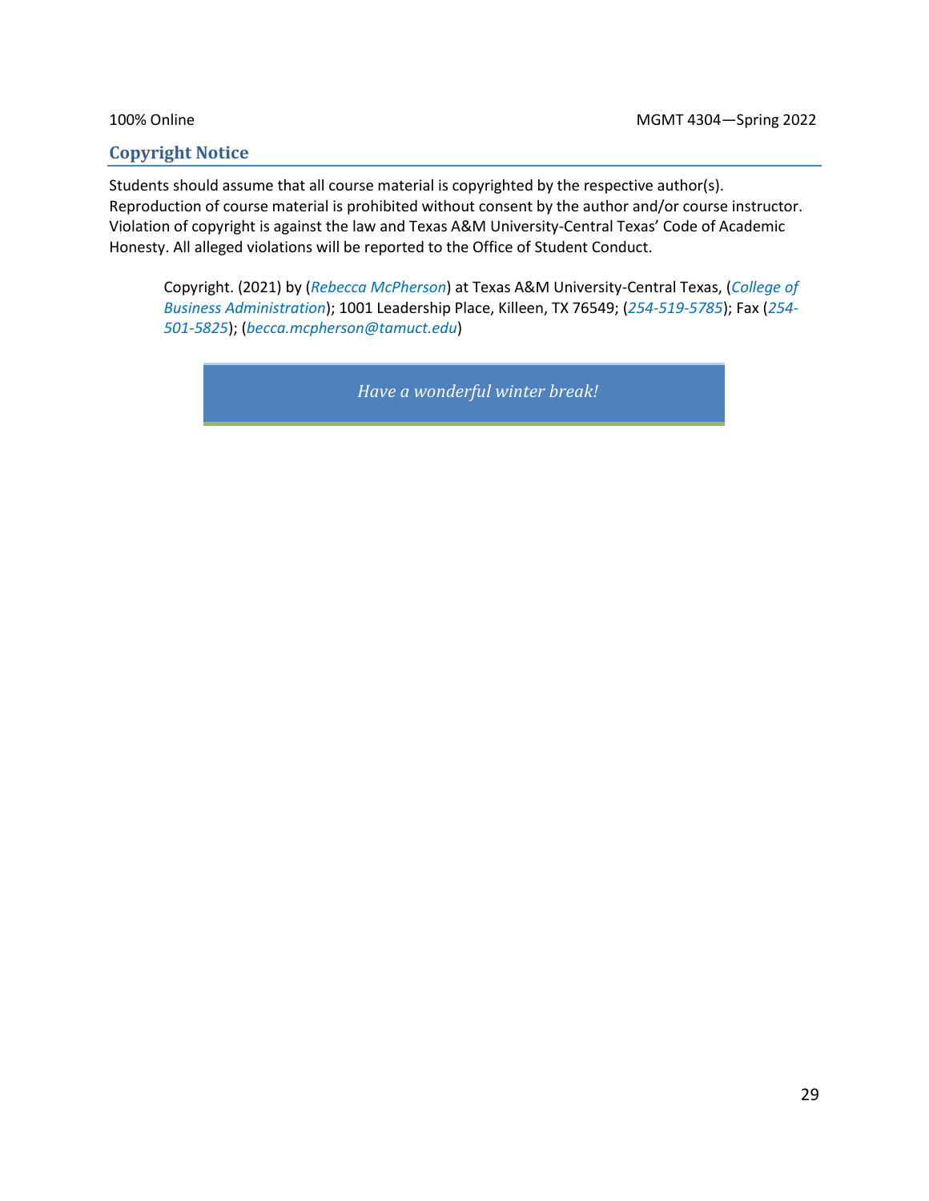## Copyright Notice

Students should assume that all course material is copyrighted by the respective author(s). Reproduction of course material is prohibited without consent by the author and/or course instructor. Violation of copyright is against the law and Texas A&M University-Central Texas' Code of Academic Honesty. All alleged violations will be reported to the Office of Student Conduct.

> Copyright. (2021) by (*Rebecca McPherson*) at Texas A&M University-Central Texas, (*College of Business Administration*); 1001 Leadership Place, Killeen, TX 76549; (*254-519-5785*); Fax (*254-501-5825*); (*becca.mcpherson@tamuct.edu*)

*Have a wonderful winter break!*